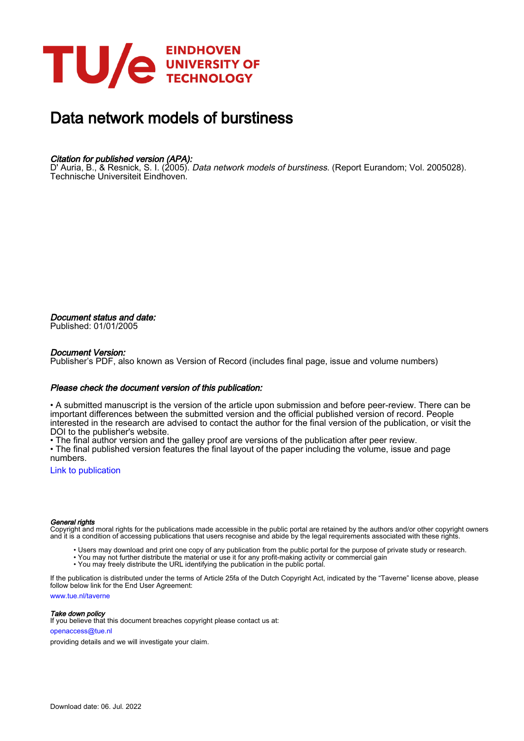EINDHOVEN UNIVERSITY OF TECHNOLOGY

# Data network models of burstiness

***Citation for published version (APA):***
D' Auria, B., & Resnick, S. I. (2005). *Data network models of burstiness*. (Report Eurandom; Vol. 2005028). Technische Universiteit Eindhoven.

***Document status and date:***
Published: 01/01/2005

***Document Version:***
Publisher's PDF, also known as Version of Record (includes final page, issue and volume numbers)

***Please check the document version of this publication:***

• A submitted manuscript is the version of the article upon submission and before peer-review. There can be important differences between the submitted version and the official published version of record. People interested in the research are advised to contact the author for the final version of the publication, or visit the DOI to the publisher's website.
• The final author version and the galley proof are versions of the publication after peer review.
• The final published version features the final layout of the paper including the volume, issue and page numbers.

Link to publication

***General rights***
Copyright and moral rights for the publications made accessible in the public portal are retained by the authors and/or other copyright owners and it is a condition of accessing publications that users recognise and abide by the legal requirements associated with these rights.

- Users may download and print one copy of any publication from the public portal for the purpose of private study or research.
- You may not further distribute the material or use it for any profit-making activity or commercial gain
- You may freely distribute the URL identifying the publication in the public portal.

If the publication is distributed under the terms of Article 25fa of the Dutch Copyright Act, indicated by the "Taverne" license above, please follow below link for the End User Agreement:

www.tue.nl/taverne

***Take down policy***
If you believe that this document breaches copyright please contact us at:

openaccess@tue.nl

providing details and we will investigate your claim.

Download date: 06. Jul. 2022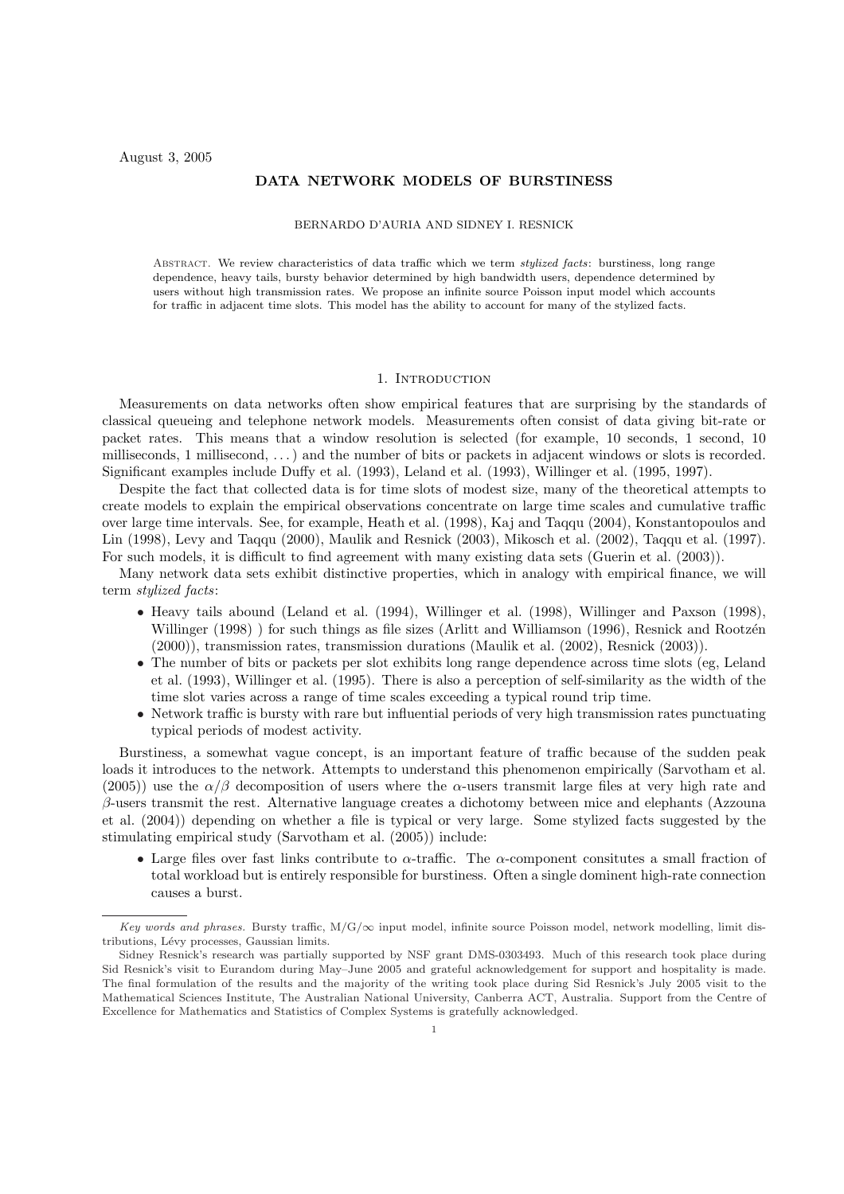August 3, 2005

# DATA NETWORK MODELS OF BURSTINESS

BERNARDO D'AURIA AND SIDNEY I. RESNICK

Abstract. We review characteristics of data traffic which we term *stylized facts*: burstiness, long range dependence, heavy tails, bursty behavior determined by high bandwidth users, dependence determined by users without high transmission rates. We propose an infinite source Poisson input model which accounts for traffic in adjacent time slots. This model has the ability to account for many of the stylized facts.

## 1. Introduction

Measurements on data networks often show empirical features that are surprising by the standards of classical queueing and telephone network models. Measurements often consist of data giving bit-rate or packet rates. This means that a window resolution is selected (for example, 10 seconds, 1 second, 10 milliseconds, 1 millisecond, ...) and the number of bits or packets in adjacent windows or slots is recorded. Significant examples include Duffy et al. (1993), Leland et al. (1993), Willinger et al. (1995, 1997).

Despite the fact that collected data is for time slots of modest size, many of the theoretical attempts to create models to explain the empirical observations concentrate on large time scales and cumulative traffic over large time intervals. See, for example, Heath et al. (1998), Kaj and Taqqu (2004), Konstantopoulos and Lin (1998), Levy and Taqqu (2000), Maulik and Resnick (2003), Mikosch et al. (2002), Taqqu et al. (1997). For such models, it is difficult to find agreement with many existing data sets (Guerin et al. (2003)).

Many network data sets exhibit distinctive properties, which in analogy with empirical finance, we will term *stylized facts*:

- Heavy tails abound (Leland et al. (1994), Willinger et al. (1998), Willinger and Paxson (1998), Willinger (1998) ) for such things as file sizes (Arlitt and Williamson (1996), Resnick and Rootzén (2000)), transmission rates, transmission durations (Maulik et al. (2002), Resnick (2003)).
- The number of bits or packets per slot exhibits long range dependence across time slots (eg, Leland et al. (1993), Willinger et al. (1995). There is also a perception of self-similarity as the width of the time slot varies across a range of time scales exceeding a typical round trip time.
- Network traffic is bursty with rare but influential periods of very high transmission rates punctuating typical periods of modest activity.

Burstiness, a somewhat vague concept, is an important feature of traffic because of the sudden peak loads it introduces to the network. Attempts to understand this phenomenon empirically (Sarvotham et al. (2005)) use the $\alpha/\beta$ decomposition of users where the $\alpha$-users transmit large files at very high rate and $\beta$-users transmit the rest. Alternative language creates a dichotomy between mice and elephants (Azzouna et al. (2004)) depending on whether a file is typical or very large. Some stylized facts suggested by the stimulating empirical study (Sarvotham et al. (2005)) include:

- Large files over fast links contribute to $\alpha$-traffic. The $\alpha$-component consitutes a small fraction of total workload but is entirely responsible for burstiness. Often a single dominent high-rate connection causes a burst.

---

*Key words and phrases.* Bursty traffic, M/G/$\infty$ input model, infinite source Poisson model, network modelling, limit distributions, Lévy processes, Gaussian limits.

Sidney Resnick's research was partially supported by NSF grant DMS-0303493. Much of this research took place during Sid Resnick's visit to Eurandom during May–June 2005 and grateful acknowledgement for support and hospitality is made. The final formulation of the results and the majority of the writing took place during Sid Resnick's July 2005 visit to the Mathematical Sciences Institute, The Australian National University, Canberra ACT, Australia. Support from the Centre of Excellence for Mathematics and Statistics of Complex Systems is gratefully acknowledged.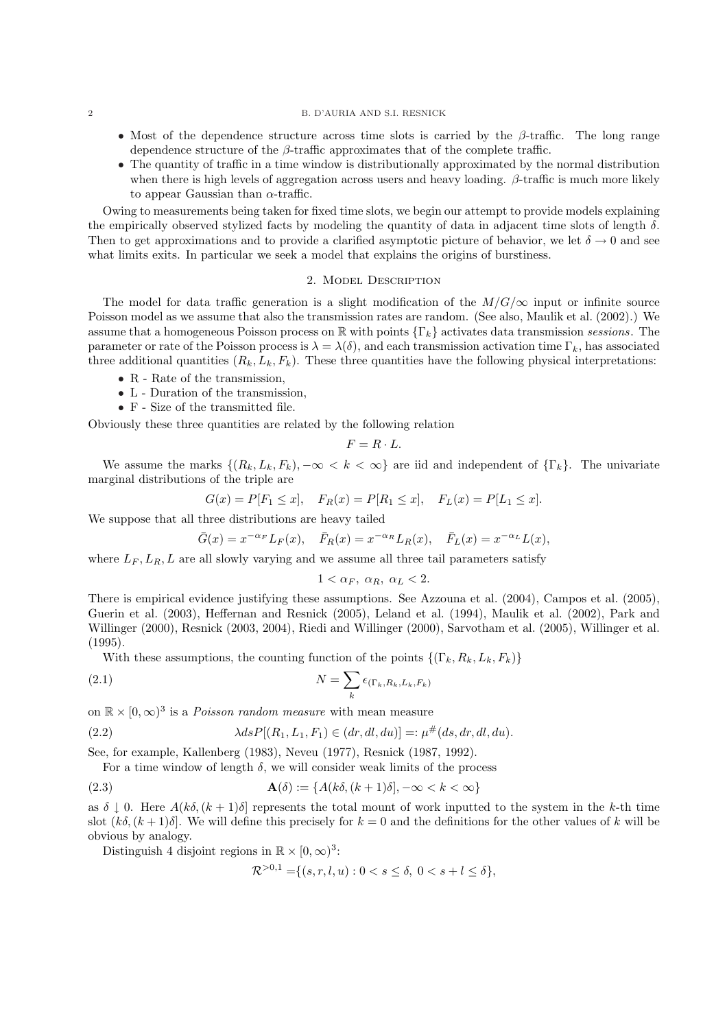- Most of the dependence structure across time slots is carried by the $\beta$-traffic. The long range dependence structure of the $\beta$-traffic approximates that of the complete traffic.
- The quantity of traffic in a time window is distributionally approximated by the normal distribution when there is high levels of aggregation across users and heavy loading. $\beta$-traffic is much more likely to appear Gaussian than $\alpha$-traffic.

Owing to measurements being taken for fixed time slots, we begin our attempt to provide models explaining the empirically observed stylized facts by modeling the quantity of data in adjacent time slots of length $\delta$. Then to get approximations and to provide a clarified asymptotic picture of behavior, we let $\delta \to 0$ and see what limits exits. In particular we seek a model that explains the origins of burstiness.

## 2. Model Description

The model for data traffic generation is a slight modification of the $M/G/\infty$ input or infinite source Poisson model as we assume that also the transmission rates are random. (See also, Maulik et al. (2002).) We assume that a homogeneous Poisson process on $\mathbb{R}$ with points $\{\Gamma_k\}$ activates data transmission *sessions*. The parameter or rate of the Poisson process is $\lambda = \lambda(\delta)$, and each transmission activation time $\Gamma_k$, has associated three additional quantities $(R_k, L_k, F_k)$. These three quantities have the following physical interpretations:

- R - Rate of the transmission,
- L - Duration of the transmission,
- F - Size of the transmitted file.

Obviously these three quantities are related by the following relation

$$F = R \cdot L.$$

We assume the marks $\{(R_k, L_k, F_k), -\infty < k < \infty\}$ are iid and independent of $\{\Gamma_k\}$. The univariate marginal distributions of the triple are

$$G(x) = P[F_1 \le x], \quad F_R(x) = P[R_1 \le x], \quad F_L(x) = P[L_1 \le x].$$

We suppose that all three distributions are heavy tailed

$$\bar{G}(x) = x^{-\alpha_F} L_F(x), \quad \bar{F}_R(x) = x^{-\alpha_R} L_R(x), \quad \bar{F}_L(x) = x^{-\alpha_L} L(x),$$

where $L_F, L_R, L$ are all slowly varying and we assume all three tail parameters satisfy

$$1 < \alpha_F,\ \alpha_R,\ \alpha_L < 2.$$

There is empirical evidence justifying these assumptions. See Azzouna et al. (2004), Campos et al. (2005), Guerin et al. (2003), Heffernan and Resnick (2005), Leland et al. (1994), Maulik et al. (2002), Park and Willinger (2000), Resnick (2003, 2004), Riedi and Willinger (2000), Sarvotham et al. (2005), Willinger et al. (1995).

With these assumptions, the counting function of the points $\{(\Gamma_k, R_k, L_k, F_k)\}$

$$N = \sum_k \epsilon_{(\Gamma_k, R_k, L_k, F_k)} \tag{2.1}$$

on $\mathbb{R} \times [0, \infty)^3$ is a *Poisson random measure* with mean measure

$$\lambda ds P[(R_1, L_1, F_1) \in (dr, dl, du)] =: \mu^{\#}(ds, dr, dl, du). \tag{2.2}$$

See, for example, Kallenberg (1983), Neveu (1977), Resnick (1987, 1992).

For a time window of length $\delta$, we will consider weak limits of the process

$$\mathbf{A}(\delta) := \{A(k\delta, (k+1)\delta], -\infty < k < \infty\} \tag{2.3}$$

as $\delta \downarrow 0$. Here $A(k\delta, (k+1)\delta]$ represents the total mount of work inputted to the system in the $k$-th time slot $(k\delta, (k+1)\delta]$. We will define this precisely for $k = 0$ and the definitions for the other values of $k$ will be obvious by analogy.

Distinguish 4 disjoint regions in $\mathbb{R} \times [0, \infty)^3$:

$$\mathcal{R}^{>0,1} = \{(s, r, l, u) : 0 < s \le \delta,\ 0 < s + l \le \delta\},$$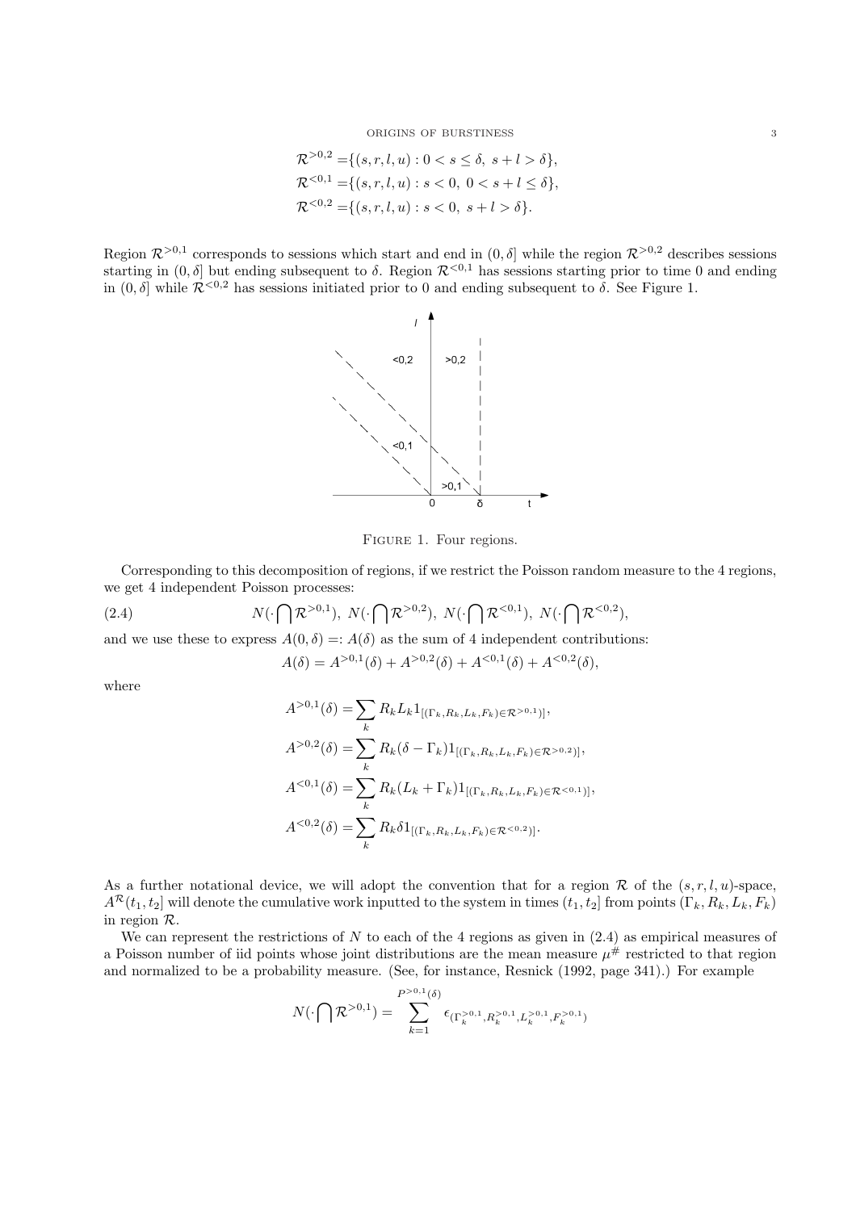$$\mathcal{R}^{>0,2} = \{(s,r,l,u) : 0 < s \leq \delta,\ s+l > \delta\},$$
$$\mathcal{R}^{<0,1} = \{(s,r,l,u) : s < 0,\ 0 < s+l \leq \delta\},$$
$$\mathcal{R}^{<0,2} = \{(s,r,l,u) : s < 0,\ s+l > \delta\}.$$

Region $\mathcal{R}^{>0,1}$ corresponds to sessions which start and end in $(0,\delta]$ while the region $\mathcal{R}^{>0,2}$ describes sessions starting in $(0,\delta]$ but ending subsequent to $\delta$. Region $\mathcal{R}^{<0,1}$ has sessions starting prior to time 0 and ending in $(0,\delta]$ while $\mathcal{R}^{<0,2}$ has sessions initiated prior to 0 and ending subsequent to $\delta$. See Figure 1.

Figure 1. Four regions.

Corresponding to this decomposition of regions, if we restrict the Poisson random measure to the 4 regions, we get 4 independent Poisson processes:

$$N(\cdot \bigcap \mathcal{R}^{>0,1}),\ N(\cdot \bigcap \mathcal{R}^{>0,2}),\ N(\cdot \bigcap \mathcal{R}^{<0,1}),\ N(\cdot \bigcap \mathcal{R}^{<0,2}), \tag{2.4}$$

and we use these to express $A(0,\delta) =: A(\delta)$ as the sum of 4 independent contributions:

$$A(\delta) = A^{>0,1}(\delta) + A^{>0,2}(\delta) + A^{<0,1}(\delta) + A^{<0,2}(\delta),$$

where

$$A^{>0,1}(\delta) = \sum_k R_k L_k 1_{[(\Gamma_k, R_k, L_k, F_k) \in \mathcal{R}^{>0,1})]},$$
$$A^{>0,2}(\delta) = \sum_k R_k (\delta - \Gamma_k) 1_{[(\Gamma_k, R_k, L_k, F_k) \in \mathcal{R}^{>0,2})]},$$
$$A^{<0,1}(\delta) = \sum_k R_k (L_k + \Gamma_k) 1_{[(\Gamma_k, R_k, L_k, F_k) \in \mathcal{R}^{<0,1})]},$$
$$A^{<0,2}(\delta) = \sum_k R_k \delta 1_{[(\Gamma_k, R_k, L_k, F_k) \in \mathcal{R}^{<0,2})]}.$$

As a further notational device, we will adopt the convention that for a region $\mathcal{R}$ of the $(s,r,l,u)$-space, $A^{\mathcal{R}}(t_1,t_2]$ will denote the cumulative work inputted to the system in times $(t_1,t_2]$ from points $(\Gamma_k, R_k, L_k, F_k)$ in region $\mathcal{R}$.

We can represent the restrictions of $N$ to each of the 4 regions as given in (2.4) as empirical measures of a Poisson number of iid points whose joint distributions are the mean measure $\mu^{\#}$ restricted to that region and normalized to be a probability measure. (See, for instance, Resnick (1992, page 341).) For example

$$N(\cdot \bigcap \mathcal{R}^{>0,1}) = \sum_{k=1}^{P^{>0,1}(\delta)} \epsilon_{(\Gamma_k^{>0,1}, R_k^{>0,1}, L_k^{>0,1}, F_k^{>0,1})}$$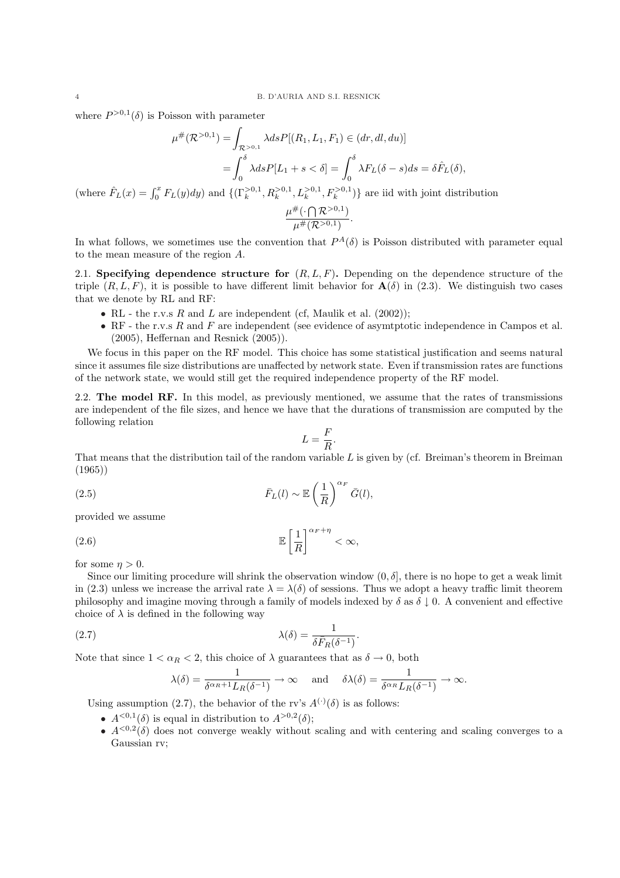where $P^{>0,1}(\delta)$ is Poisson with parameter

$$\mu^{\#}(\mathcal{R}^{>0,1}) = \int_{\mathcal{R}^{>0,1}} \lambda ds P[(R_1, L_1, F_1) \in (dr, dl, du)]$$
$$= \int_0^\delta \lambda ds P[L_1 + s < \delta] = \int_0^\delta \lambda F_L(\delta - s) ds = \delta \hat{F}_L(\delta),$$

(where $\hat{F}_L(x) = \int_0^x F_L(y)dy$) and $\{(\Gamma_k^{>0,1}, R_k^{>0,1}, L_k^{>0,1}, F_k^{>0,1})\}$ are iid with joint distribution

$$\frac{\mu^{\#}(\cdot \bigcap \mathcal{R}^{>0,1})}{\mu^{\#}(\mathcal{R}^{>0,1})}.$$

In what follows, we sometimes use the convention that $P^A(\delta)$ is Poisson distributed with parameter equal to the mean measure of the region $A$.

**2.1. Specifying dependence structure for $(R, L, F)$.** Depending on the dependence structure of the triple $(R, L, F)$, it is possible to have different limit behavior for $\mathbf{A}(\delta)$ in (2.3). We distinguish two cases that we denote by RL and RF:

- RL - the r.v.s $R$ and $L$ are independent (cf, Maulik et al. (2002));
- RF - the r.v.s $R$ and $F$ are independent (see evidence of asymtptotic independence in Campos et al. (2005), Heffernan and Resnick (2005)).

We focus in this paper on the RF model. This choice has some statistical justification and seems natural since it assumes file size distributions are unaffected by network state. Even if transmission rates are functions of the network state, we would still get the required independence property of the RF model.

**2.2. The model RF.** In this model, as previously mentioned, we assume that the rates of transmissions are independent of the file sizes, and hence we have that the durations of transmission are computed by the following relation

$$L = \frac{F}{R}.$$

That means that the distribution tail of the random variable $L$ is given by (cf. Breiman's theorem in Breiman (1965))

$$\bar{F}_L(l) \sim \mathbb{E}\left(\frac{1}{R}\right)^{\alpha_F} \bar{G}(l), \tag{2.5}$$

provided we assume

$$\mathbb{E}\left[\frac{1}{R}\right]^{\alpha_F + \eta} < \infty, \tag{2.6}$$

for some $\eta > 0$.

Since our limiting procedure will shrink the observation window $(0, \delta]$, there is no hope to get a weak limit in (2.3) unless we increase the arrival rate $\lambda = \lambda(\delta)$ of sessions. Thus we adopt a heavy traffic limit theorem philosophy and imagine moving through a family of models indexed by $\delta$ as $\delta \downarrow 0$. A convenient and effective choice of $\lambda$ is defined in the following way

$$\lambda(\delta) = \frac{1}{\delta \bar{F}_R(\delta^{-1})}. \tag{2.7}$$

Note that since $1 < \alpha_R < 2$, this choice of $\lambda$ guarantees that as $\delta \to 0$, both

$$\lambda(\delta) = \frac{1}{\delta^{\alpha_R + 1} L_R(\delta^{-1})} \to \infty \quad \text{and} \quad \delta\lambda(\delta) = \frac{1}{\delta^{\alpha_R} L_R(\delta^{-1})} \to \infty.$$

Using assumption (2.7), the behavior of the rv's $A^{(\cdot)}(\delta)$ is as follows:

- $A^{<0,1}(\delta)$ is equal in distribution to $A^{>0,2}(\delta)$;
- $A^{<0,2}(\delta)$ does not converge weakly without scaling and with centering and scaling converges to a Gaussian rv;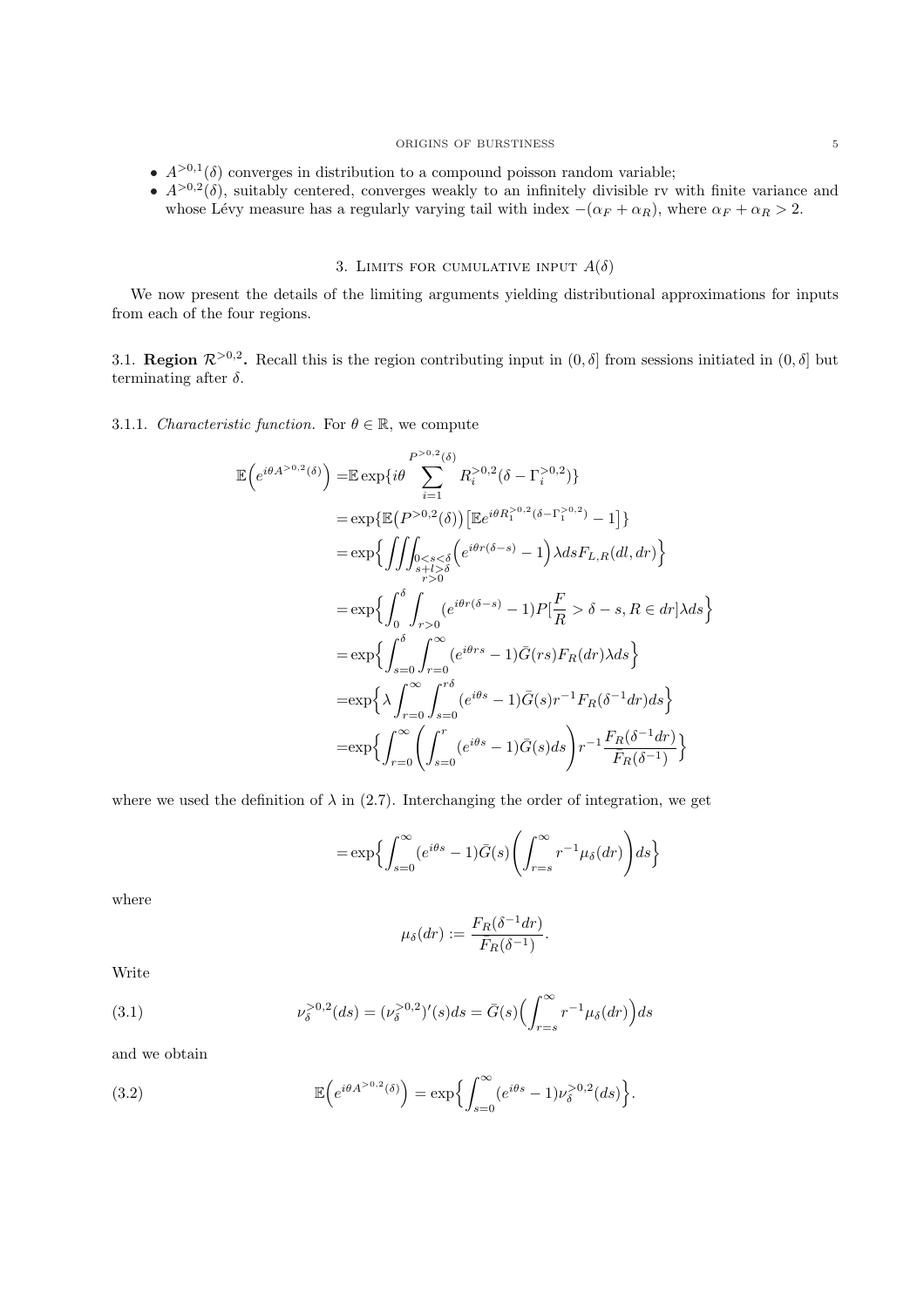- $A^{>0,1}(\delta)$ converges in distribution to a compound poisson random variable;
- $A^{>0,2}(\delta)$, suitably centered, converges weakly to an infinitely divisible rv with finite variance and whose Lévy measure has a regularly varying tail with index $-(\alpha_F + \alpha_R)$, where $\alpha_F + \alpha_R > 2$.

## 3. Limits for cumulative input $A(\delta)$

We now present the details of the limiting arguments yielding distributional approximations for inputs from each of the four regions.

### 3.1. Region $\mathcal{R}^{>0,2}$.

Recall this is the region contributing input in $(0,\delta]$ from sessions initiated in $(0,\delta]$ but terminating after $\delta$.

#### 3.1.1. *Characteristic function.*

For $\theta \in \mathbb{R}$, we compute

$$
\begin{aligned}
\mathbb{E}\Big(e^{i\theta A^{>0,2}(\delta)}\Big) =& \mathbb{E}\exp\{i\theta \sum_{i=1}^{P^{>0,2}(\delta)} R_i^{>0,2}(\delta - \Gamma_i^{>0,2})\} \\
&= \exp\{\mathbb{E}\big(P^{>0,2}(\delta)\big)\big[\mathbb{E}e^{i\theta R_1^{>0,2}(\delta-\Gamma_1^{>0,2})} - 1\big]\} \\
&= \exp\Big\{\iiint_{\substack{0<s<\delta \\ s+l>\delta \\ r>0}} \Big(e^{i\theta r(\delta - s)} - 1\Big)\lambda ds F_{L,R}(dl,dr)\Big\} \\
&= \exp\Big\{\int_0^\delta \int_{r>0} (e^{i\theta r(\delta-s)} - 1)P[\frac{F}{R} > \delta - s, R \in dr]\lambda ds\Big\} \\
&= \exp\Big\{\int_{s=0}^\delta \int_{r=0}^\infty (e^{i\theta rs} - 1)\bar{G}(rs)F_R(dr)\lambda ds\Big\} \\
=& \exp\Big\{\lambda \int_{r=0}^\infty \int_{s=0}^{r\delta} (e^{i\theta s} - 1)\bar{G}(s)r^{-1}F_R(\delta^{-1}dr)ds\Big\} \\
=& \exp\Big\{\int_{r=0}^\infty \bigg(\int_{s=0}^r (e^{i\theta s} - 1)\bar{G}(s)ds\bigg) r^{-1}\frac{F_R(\delta^{-1}dr)}{\bar{F}_R(\delta^{-1})}\Big\}
\end{aligned}
$$

where we used the definition of $\lambda$ in (2.7). Interchanging the order of integration, we get

$$
= \exp\Big\{\int_{s=0}^\infty (e^{i\theta s} - 1)\bar{G}(s)\bigg(\int_{r=s}^\infty r^{-1}\mu_\delta(dr)\bigg)ds\Big\}
$$

where

$$
\mu_\delta(dr) := \frac{F_R(\delta^{-1}dr)}{\bar{F}_R(\delta^{-1})}.
$$

Write

$$
\nu_\delta^{>0,2}(ds) = (\nu_\delta^{>0,2})'(s)ds = \bar{G}(s)\Big(\int_{r=s}^\infty r^{-1}\mu_\delta(dr)\Big)ds \tag{3.1}
$$

and we obtain

$$
\mathbb{E}\Big(e^{i\theta A^{>0,2}(\delta)}\Big) = \exp\Big\{\int_{s=0}^\infty (e^{i\theta s} - 1)\nu_\delta^{>0,2}(ds)\Big\}. \tag{3.2}
$$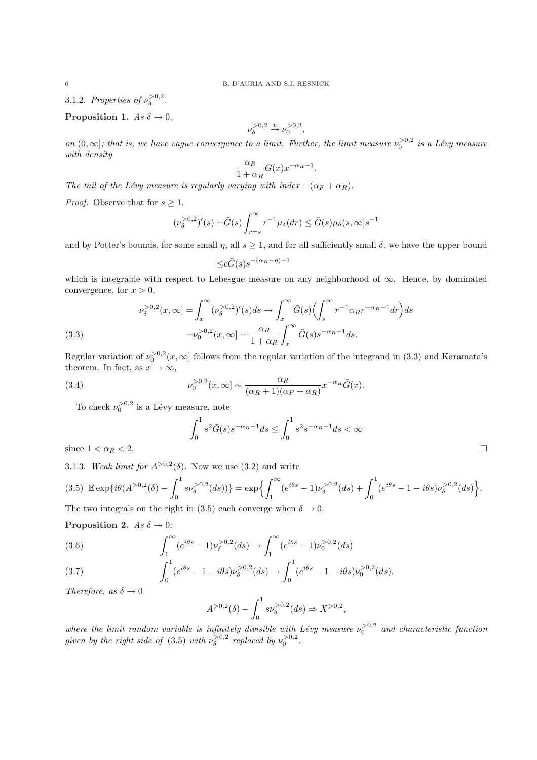#### 3.1.2. *Properties of $\nu_\delta^{>0,2}$.*

**Proposition 1.** *As $\delta \to 0$,*

$$\nu_\delta^{>0,2} \xrightarrow{v} \nu_0^{>0,2},$$

*on $(0,\infty]$; that is, we have vague convergence to a limit. Further, the limit measure $\nu_0^{>0,2}$ is a Lévy measure with density*

$$\frac{\alpha_R}{1+\alpha_R}\bar{G}(x)x^{-\alpha_R-1}.$$

*The tail of the Lévy measure is regularly varying with index $-(\alpha_F+\alpha_R)$.*

*Proof.* Observe that for $s \geq 1$,

$$(\nu_\delta^{>0,2})'(s) = \bar{G}(s)\int_{r=s}^\infty r^{-1}\mu_\delta(dr) \leq \bar{G}(s)\mu_\delta(s,\infty]s^{-1}$$

and by Potter's bounds, for some small $\eta$, all $s \geq 1$, and for all sufficiently small $\delta$, we have the upper bound

$$\leq c\bar{G}(s)s^{-(\alpha_R-\eta)-1}$$

which is integrable with respect to Lebesgue measure on any neighborhood of $\infty$. Hence, by dominated convergence, for $x > 0$,

$$\begin{aligned}\nu_\delta^{>0,2}(x,\infty] = \int_x^\infty (\nu_\delta^{>0,2})'(s)ds \to \int_x^\infty \bar{G}(s)\Big(\int_s^\infty r^{-1}\alpha_R r^{-\alpha_R-1}dr\Big)ds \\ =\nu_0^{>0,2}(x,\infty] = \frac{\alpha_R}{1+\alpha_R}\int_x^\infty \bar{G}(s)s^{-\alpha_R-1}ds. \qquad (3.3)\end{aligned}$$

Regular variation of $\nu_0^{>0,2}(x,\infty]$ follows from the regular variation of the integrand in (3.3) and Karamata's theorem. In fact, as $x \to \infty$,

$$\nu_0^{>0,2}(x,\infty] \sim \frac{\alpha_R}{(\alpha_R+1)(\alpha_F+\alpha_R)}x^{-\alpha_R}\bar{G}(x). \qquad (3.4)$$

To check $\nu_0^{>0,2}$ is a Lévy measure, note

$$\int_0^1 s^2\bar{G}(s)s^{-\alpha_R-1}ds \leq \int_0^1 s^2 s^{-\alpha_R-1}ds < \infty$$

since $1 < \alpha_R < 2$. □

#### 3.1.3. *Weak limit for $A^{>0,2}(\delta)$.* Now we use (3.2) and write

$$\mathbb{E}\exp\{i\theta(A^{>0,2}(\delta) - \int_0^1 s\nu_\delta^{>0,2}(ds))\} = \exp\Big\{\int_1^\infty (e^{i\theta s}-1)\nu_\delta^{>0,2}(ds) + \int_0^1 (e^{i\theta s}-1-i\theta s)\nu_\delta^{>0,2}(ds)\Big\}. \qquad (3.5)$$

The two integrals on the right in (3.5) each converge when $\delta \to 0$.

**Proposition 2.** *As $\delta \to 0$:*

$$\int_1^\infty (e^{i\theta s}-1)\nu_\delta^{>0,2}(ds) \to \int_1^\infty (e^{i\theta s}-1)\nu_0^{>0,2}(ds) \qquad (3.6)$$

$$\int_0^1 (e^{i\theta s}-1-i\theta s)\nu_\delta^{>0,2}(ds) \to \int_0^1 (e^{i\theta s}-1-i\theta s)\nu_0^{>0,2}(ds). \qquad (3.7)$$

*Therefore, as $\delta \to 0$*

$$A^{>0,2}(\delta) - \int_0^1 s\nu_\delta^{>0,2}(ds) \Rightarrow X^{>0,2},$$

*where the limit random variable is infinitely divisible with Lévy measure $\nu_0^{>0,2}$ and characteristic function given by the right side of (3.5) with $\nu_\delta^{>0,2}$ replaced by $\nu_0^{>0,2}$.*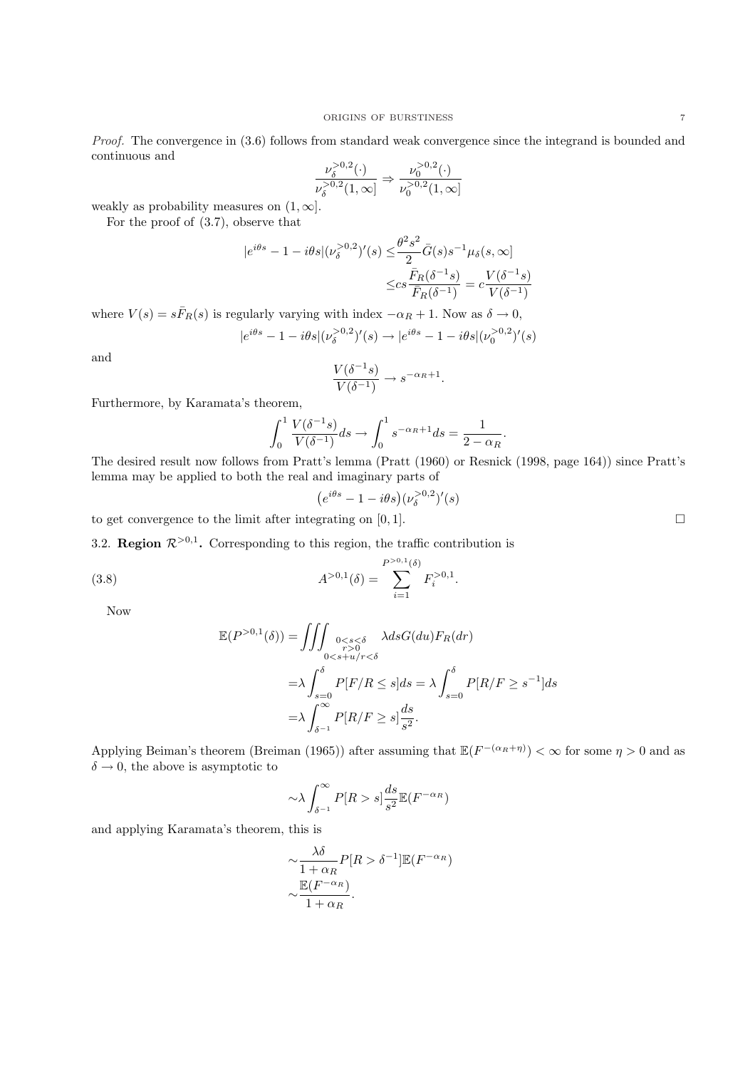*Proof.* The convergence in (3.6) follows from standard weak convergence since the integrand is bounded and continuous and

$$\frac{\nu_\delta^{>0,2}(\cdot)}{\nu_\delta^{>0,2}(1,\infty]} \Rightarrow \frac{\nu_0^{>0,2}(\cdot)}{\nu_0^{>0,2}(1,\infty]}$$

weakly as probability measures on $(1,\infty]$.

For the proof of (3.7), observe that

$$\begin{aligned}|e^{i\theta s}-1-i\theta s|(\nu_\delta^{>0,2})'(s) \leq& \frac{\theta^2 s^2}{2}\bar{G}(s)s^{-1}\mu_\delta(s,\infty] \\ \leq& cs\frac{\bar{F}_R(\delta^{-1}s)}{\bar{F}_R(\delta^{-1})} = c\frac{V(\delta^{-1}s)}{V(\delta^{-1})}\end{aligned}$$

where $V(s)=s\bar{F}_R(s)$ is regularly varying with index $-\alpha_R+1$. Now as $\delta \to 0$,

$$|e^{i\theta s}-1-i\theta s|(\nu_\delta^{>0,2})'(s) \to |e^{i\theta s}-1-i\theta s|(\nu_0^{>0,2})'(s)$$

and

$$\frac{V(\delta^{-1}s)}{V(\delta^{-1})} \to s^{-\alpha_R+1}.$$

Furthermore, by Karamata's theorem,

$$\int_0^1 \frac{V(\delta^{-1}s)}{V(\delta^{-1})}ds \to \int_0^1 s^{-\alpha_R+1}ds = \frac{1}{2-\alpha_R}.$$

The desired result now follows from Pratt's lemma (Pratt (1960) or Resnick (1998, page 164)) since Pratt's lemma may be applied to both the real and imaginary parts of

$$\big(e^{i\theta s}-1-i\theta s\big)(\nu_\delta^{>0,2})'(s)$$

to get convergence to the limit after integrating on $[0,1]$. □

3.2. **Region $\mathcal{R}^{>0,1}$.** Corresponding to this region, the traffic contribution is

$$A^{>0,1}(\delta) = \sum_{i=1}^{P^{>0,1}(\delta)} F_i^{>0,1}. \tag{3.8}$$

Now

$$\begin{aligned}\mathbb{E}(P^{>0,1}(\delta)) =& \iiint_{\substack{0<s<\delta \\ r>0 \\ 0<s+u/r<\delta}} \lambda ds G(du)F_R(dr) \\ =& \lambda\int_{s=0}^{\delta} P[F/R\leq s]ds = \lambda\int_{s=0}^{\delta} P[R/F \geq s^{-1}]ds \\ =& \lambda\int_{\delta^{-1}}^{\infty} P[R/F\geq s]\frac{ds}{s^2}.\end{aligned}$$

Applying Beiman's theorem (Breiman (1965)) after assuming that $\mathbb{E}(F^{-(\alpha_R+\eta)})<\infty$ for some $\eta>0$ and as $\delta \to 0$, the above is asymptotic to

$$\sim \lambda\int_{\delta^{-1}}^{\infty} P[R>s]\frac{ds}{s^2}\mathbb{E}(F^{-\alpha_R})$$

and applying Karamata's theorem, this is

$$\begin{aligned}&\sim \frac{\lambda\delta}{1+\alpha_R}P[R>\delta^{-1}]\mathbb{E}(F^{-\alpha_R}) \\ &\sim \frac{\mathbb{E}(F^{-\alpha_R})}{1+\alpha_R}.\end{aligned}$$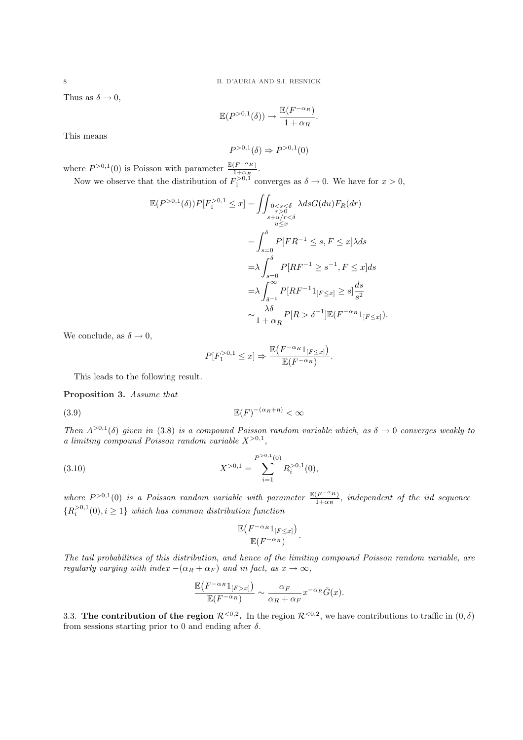Thus as $\delta \to 0$,

$$\mathbb{E}(P^{>0,1}(\delta)) \to \frac{\mathbb{E}(F^{-\alpha_R})}{1+\alpha_R}.$$

This means

$$P^{>0,1}(\delta) \Rightarrow P^{>0,1}(0)$$

where $P^{>0,1}(0)$ is Poisson with parameter $\frac{\mathbb{E}(F^{-\alpha_R})}{1+\alpha_R}$.

Now we observe that the distribution of $F_1^{>0,1}$ converges as $\delta \to 0$. We have for $x > 0$,

$$\begin{aligned}
\mathbb{E}(P^{>0,1}(\delta))P[F_1^{>0,1} \leq x] &= \iint_{\substack{0<s<\delta \\ r>0 \\ s+u/r<\delta \\ u \leq x}} \lambda ds G(du) F_R(dr) \\
&= \int_{s=0}^{\delta} P[FR^{-1} \leq s, F \leq x] \lambda ds \\
&= \lambda \int_{s=0}^{\delta} P[RF^{-1} \geq s^{-1}, F \leq x] ds \\
&= \lambda \int_{\delta^{-1}}^{\infty} P[RF^{-1} 1_{[F \leq x]} \geq s] \frac{ds}{s^2} \\
&\sim \frac{\lambda \delta}{1+\alpha_R} P[R > \delta^{-1}] \mathbb{E}(F^{-\alpha_R} 1_{[F \leq x]}).
\end{aligned}$$

We conclude, as $\delta \to 0$,

$$P[F_1^{>0,1} \leq x] \Rightarrow \frac{\mathbb{E}\big(F^{-\alpha_R} 1_{[F \leq x]}\big)}{\mathbb{E}(F^{-\alpha_R})}.$$

This leads to the following result.

**Proposition 3.** *Assume that*

$$\mathbb{E}(F)^{-(\alpha_R+\eta)} < \infty \tag{3.9}$$

*Then $A^{>0,1}(\delta)$ given in (3.8) is a compound Poisson random variable which, as $\delta \to 0$ converges weakly to a limiting compound Poisson random variable $X^{>0,1}$,*

$$X^{>0,1} = \sum_{i=1}^{P^{>0,1}(0)} R_i^{>0,1}(0), \tag{3.10}$$

*where $P^{>0,1}(0)$ is a Poisson random variable with parameter $\frac{\mathbb{E}(F^{-\alpha_R})}{1+\alpha_R}$, independent of the iid sequence $\{R_i^{>0,1}(0), i \geq 1\}$ which has common distribution function*

$$\frac{\mathbb{E}\big(F^{-\alpha_R} 1_{[F \leq x]}\big)}{\mathbb{E}(F^{-\alpha_R})}.$$

*The tail probabilities of this distribution, and hence of the limiting compound Poisson random variable, are regularly varying with index $-(\alpha_R + \alpha_F)$ and in fact, as $x \to \infty$,*

$$\frac{\mathbb{E}\big(F^{-\alpha_R} 1_{[F > x]}\big)}{\mathbb{E}(F^{-\alpha_R})} \sim \frac{\alpha_F}{\alpha_R + \alpha_F} x^{-\alpha_R} \bar{G}(x).$$

3.3. **The contribution of the region $\mathcal{R}^{<0,2}$.** In the region $\mathcal{R}^{<0,2}$, we have contributions to traffic in $(0, \delta)$ from sessions starting prior to 0 and ending after $\delta$.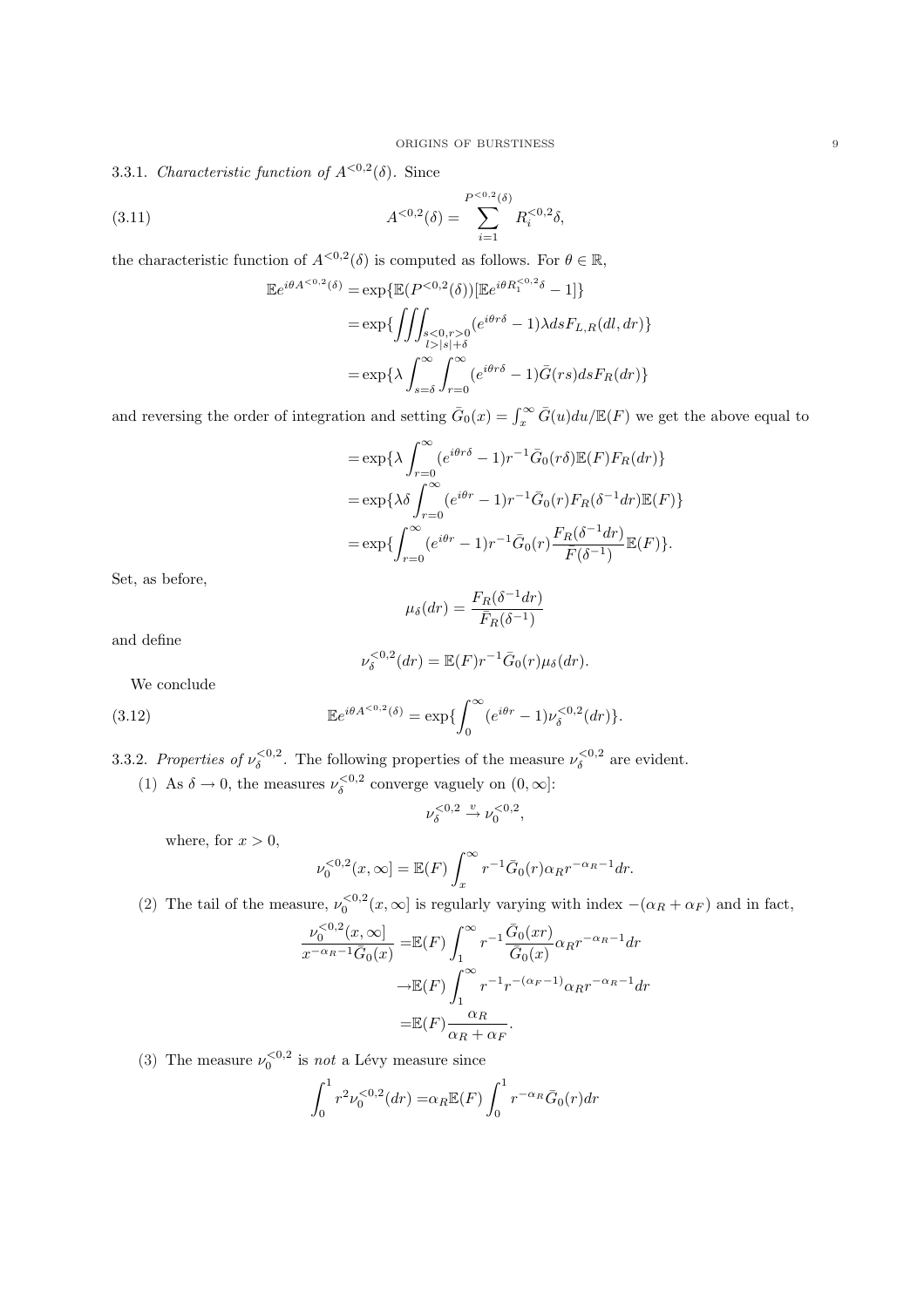3.3.1. *Characteristic function of $A^{<0,2}(\delta)$.* Since

$$A^{<0,2}(\delta) = \sum_{i=1}^{P^{<0,2}(\delta)} R_i^{<0,2}\delta, \tag{3.11}$$

the characteristic function of $A^{<0,2}(\delta)$ is computed as follows. For $\theta \in \mathbb{R}$,

$$\begin{aligned}
\mathbb{E}e^{i\theta A^{<0,2}(\delta)} &= \exp\{\mathbb{E}(P^{<0,2}(\delta))[\mathbb{E}e^{i\theta R_1^{<0,2}\delta} - 1]\} \\
&= \exp\{\iiint_{\substack{s<0,r>0 \\ l>|s|+\delta}} (e^{i\theta r\delta} - 1)\lambda ds F_{L,R}(dl, dr)\} \\
&= \exp\{\lambda \int_{s=\delta}^{\infty} \int_{r=0}^{\infty} (e^{i\theta r\delta} - 1)\bar{G}(rs) ds F_R(dr)\}
\end{aligned}$$

and reversing the order of integration and setting $\bar{G}_0(x) = \int_x^\infty \bar{G}(u)du/\mathbb{E}(F)$ we get the above equal to

$$\begin{aligned}
&= \exp\{\lambda \int_{r=0}^{\infty} (e^{i\theta r\delta} - 1)r^{-1}\bar{G}_0(r\delta)\mathbb{E}(F)F_R(dr)\} \\
&= \exp\{\lambda\delta \int_{r=0}^{\infty} (e^{i\theta r} - 1)r^{-1}\bar{G}_0(r)F_R(\delta^{-1}dr)\mathbb{E}(F)\} \\
&= \exp\{\int_{r=0}^{\infty} (e^{i\theta r} - 1)r^{-1}\bar{G}_0(r)\frac{F_R(\delta^{-1}dr)}{\bar{F}(\delta^{-1})}\mathbb{E}(F)\}.
\end{aligned}$$

Set, as before,

$$\mu_\delta(dr) = \frac{F_R(\delta^{-1}dr)}{\bar{F}_R(\delta^{-1})}$$

and define

$$\nu_\delta^{<0,2}(dr) = \mathbb{E}(F)r^{-1}\bar{G}_0(r)\mu_\delta(dr).$$

We conclude

$$\mathbb{E}e^{i\theta A^{<0,2}(\delta)} = \exp\{\int_0^\infty (e^{i\theta r} - 1)\nu_\delta^{<0,2}(dr)\}. \tag{3.12}$$

3.3.2. *Properties of $\nu_\delta^{<0,2}$.* The following properties of the measure $\nu_\delta^{<0,2}$ are evident.

(1) As $\delta \to 0$, the measures $\nu_\delta^{<0,2}$ converge vaguely on $(0, \infty]$:

$$\nu_\delta^{<0,2} \xrightarrow{v} \nu_0^{<0,2},$$

where, for $x > 0$,

$$\nu_0^{<0,2}(x, \infty] = \mathbb{E}(F)\int_x^\infty r^{-1}\bar{G}_0(r)\alpha_R r^{-\alpha_R - 1}dr.$$

(2) The tail of the measure, $\nu_0^{<0,2}(x, \infty]$ is regularly varying with index $-(\alpha_R + \alpha_F)$ and in fact,

$$\begin{aligned}
\frac{\nu_0^{<0,2}(x, \infty]}{x^{-\alpha_R - 1}\bar{G}_0(x)} &= \mathbb{E}(F)\int_1^\infty r^{-1}\frac{\bar{G}_0(xr)}{\bar{G}_0(x)}\alpha_R r^{-\alpha_R - 1}dr \\
&\to \mathbb{E}(F)\int_1^\infty r^{-1}r^{-(\alpha_F - 1)}\alpha_R r^{-\alpha_R - 1}dr \\
&= \mathbb{E}(F)\frac{\alpha_R}{\alpha_R + \alpha_F}.
\end{aligned}$$

(3) The measure $\nu_0^{<0,2}$ is *not* a Lévy measure since

$$\int_0^1 r^2\nu_0^{<0,2}(dr) = \alpha_R\mathbb{E}(F)\int_0^1 r^{-\alpha_R}\bar{G}_0(r)dr$$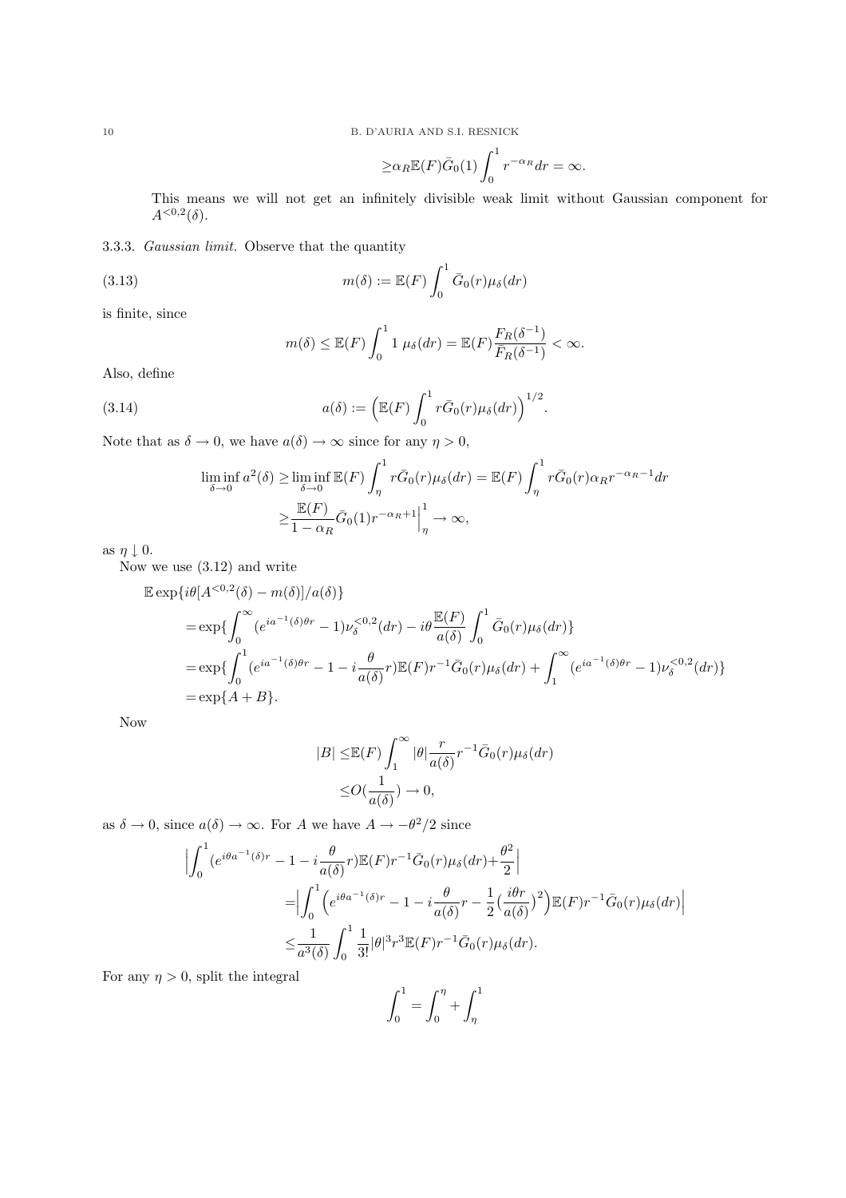$$\geq \alpha_R \mathbb{E}(F) \bar{G}_0(1) \int_0^1 r^{-\alpha_R} dr = \infty.$$

This means we will not get an infinitely divisible weak limit without Gaussian component for $A^{<0,2}(\delta)$.

3.3.3. *Gaussian limit.* Observe that the quantity

$$m(\delta) := \mathbb{E}(F) \int_0^1 \bar{G}_0(r) \mu_\delta(dr) \tag{3.13}$$

is finite, since

$$m(\delta) \leq \mathbb{E}(F) \int_0^1 1 \; \mu_\delta(dr) = \mathbb{E}(F) \frac{F_R(\delta^{-1})}{\bar{F}_R(\delta^{-1})} < \infty.$$

Also, define

$$a(\delta) := \Big( \mathbb{E}(F) \int_0^1 r \bar{G}_0(r) \mu_\delta(dr) \Big)^{1/2}. \tag{3.14}$$

Note that as $\delta \to 0$, we have $a(\delta) \to \infty$ since for any $\eta > 0$,

$$\begin{aligned}
\liminf_{\delta \to 0} a^2(\delta) \geq & \liminf_{\delta \to 0} \mathbb{E}(F) \int_\eta^1 r \bar{G}_0(r) \mu_\delta(dr) = \mathbb{E}(F) \int_\eta^1 r \bar{G}_0(r) \alpha_R r^{-\alpha_R - 1} dr \\
\geq & \frac{\mathbb{E}(F)}{1 - \alpha_R} \bar{G}_0(1) r^{-\alpha_R + 1} \Big|_\eta^1 \to \infty,
\end{aligned}$$

as $\eta \downarrow 0$.

Now we use (3.12) and write

$$\begin{aligned}
&\mathbb{E} \exp\{ i\theta [A^{<0,2}(\delta) - m(\delta)]/a(\delta) \} \\
&= \exp\{ \int_0^\infty (e^{i a^{-1}(\delta) \theta r} - 1) \nu_\delta^{<0,2}(dr) - i\theta \frac{\mathbb{E}(F)}{a(\delta)} \int_0^1 \bar{G}_0(r) \mu_\delta(dr) \} \\
&= \exp\{ \int_0^1 (e^{i a^{-1}(\delta) \theta r} - 1 - i \frac{\theta}{a(\delta)} r) \mathbb{E}(F) r^{-1} \bar{G}_0(r) \mu_\delta(dr) + \int_1^\infty (e^{i a^{-1}(\delta) \theta r} - 1) \nu_\delta^{<0,2}(dr) \} \\
&= \exp\{ A + B \}.
\end{aligned}$$

Now

$$\begin{aligned}
|B| \leq & \mathbb{E}(F) \int_1^\infty |\theta| \frac{r}{a(\delta)} r^{-1} \bar{G}_0(r) \mu_\delta(dr) \\
\leq & O(\frac{1}{a(\delta)}) \to 0,
\end{aligned}$$

as $\delta \to 0$, since $a(\delta) \to \infty$. For $A$ we have $A \to -\theta^2/2$ since

$$\begin{aligned}
\Big| \int_0^1 & (e^{i\theta a^{-1}(\delta) r} - 1 - i \frac{\theta}{a(\delta)} r) \mathbb{E}(F) r^{-1} \bar{G}_0(r) \mu_\delta(dr) + \frac{\theta^2}{2} \Big| \\
& = \Big| \int_0^1 \Big( e^{i\theta a^{-1}(\delta) r} - 1 - i \frac{\theta}{a(\delta)} r - \frac{1}{2} \big( \frac{i\theta r}{a(\delta)} \big)^2 \Big) \mathbb{E}(F) r^{-1} \bar{G}_0(r) \mu_\delta(dr) \Big| \\
& \leq \frac{1}{a^3(\delta)} \int_0^1 \frac{1}{3!} |\theta|^3 r^3 \mathbb{E}(F) r^{-1} \bar{G}_0(r) \mu_\delta(dr).
\end{aligned}$$

For any $\eta > 0$, split the integral

$$\int_0^1 = \int_0^\eta + \int_\eta^1$$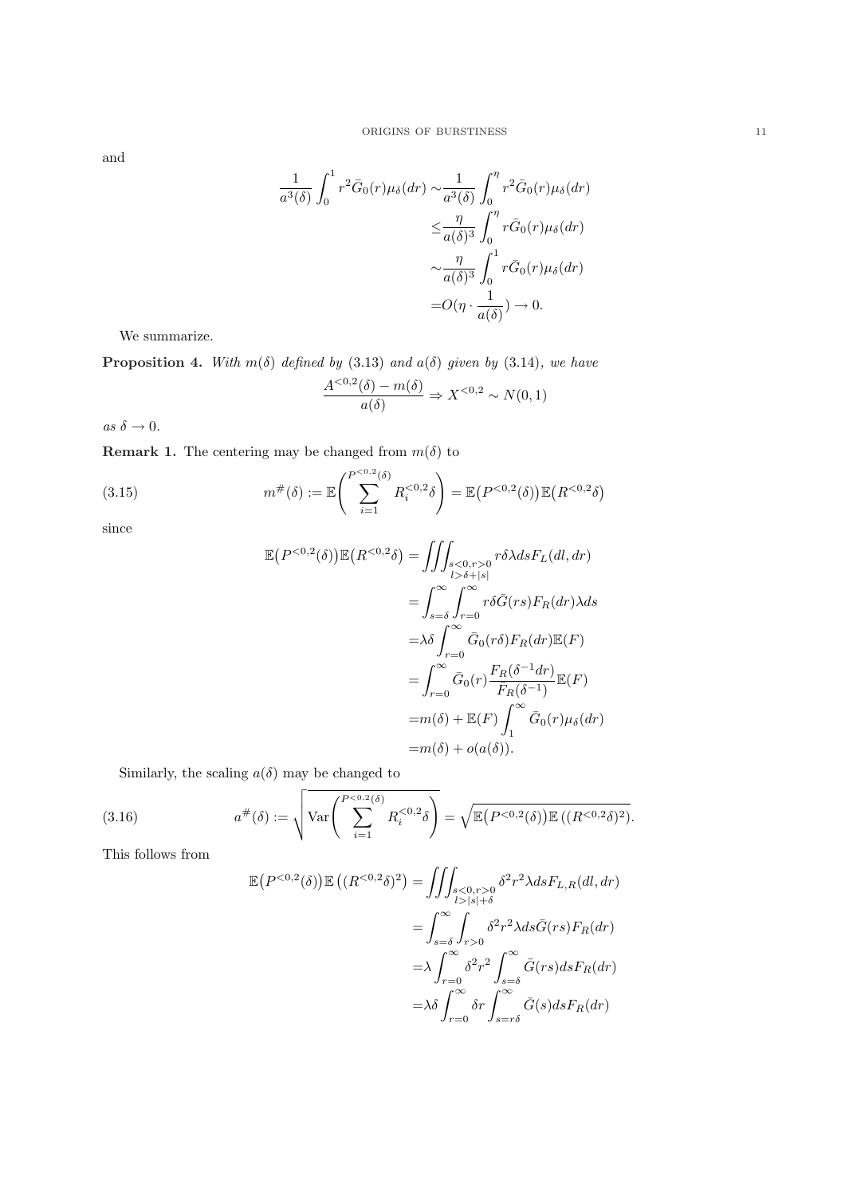and

$$
\begin{aligned}
\frac{1}{a^3(\delta)}\int_0^1 r^2\bar{G}_0(r)\mu_\delta(dr) \sim &\frac{1}{a^3(\delta)}\int_0^\eta r^2\bar{G}_0(r)\mu_\delta(dr)\\
\leq &\frac{\eta}{a(\delta)^3}\int_0^\eta r\bar{G}_0(r)\mu_\delta(dr)\\
\sim &\frac{\eta}{a(\delta)^3}\int_0^1 r\bar{G}_0(r)\mu_\delta(dr)\\
= &O(\eta\cdot\frac{1}{a(\delta)}) \to 0.
\end{aligned}
$$

We summarize.

**Proposition 4.** *With $m(\delta)$ defined by (3.13) and $a(\delta)$ given by (3.14), we have*

$$\frac{A^{<0,2}(\delta)-m(\delta)}{a(\delta)} \Rightarrow X^{<0,2} \sim N(0,1)$$

*as $\delta \to 0$.*

**Remark 1.** The centering may be changed from $m(\delta)$ to

$$m^{\#}(\delta) := \mathbb{E}\Bigg(\sum_{i=1}^{P^{<0,2}(\delta)} R_i^{<0,2}\delta\Bigg) = \mathbb{E}\big(P^{<0,2}(\delta)\big)\mathbb{E}\big(R^{<0,2}\delta\big) \tag{3.15}$$

since

$$
\begin{aligned}
\mathbb{E}\big(P^{<0,2}(\delta)\big)\mathbb{E}\big(R^{<0,2}\delta\big) = &\iiint_{\substack{s<0,r>0\\ l>\delta+|s|}} r\delta\lambda ds F_L(dl,dr)\\
= &\int_{s=\delta}^\infty\int_{r=0}^\infty r\delta\bar{G}(rs)F_R(dr)\lambda ds\\
= &\lambda\delta\int_{r=0}^\infty \bar{G}_0(r\delta)F_R(dr)\mathbb{E}(F)\\
= &\int_{r=0}^\infty \bar{G}_0(r)\frac{F_R(\delta^{-1}dr)}{\bar{F}_R(\delta^{-1})}\mathbb{E}(F)\\
= &m(\delta)+\mathbb{E}(F)\int_1^\infty \bar{G}_0(r)\mu_\delta(dr)\\
= &m(\delta)+o(a(\delta)).
\end{aligned}
$$

Similarly, the scaling $a(\delta)$ may be changed to

$$a^{\#}(\delta) := \sqrt{\mathrm{Var}\Bigg(\sum_{i=1}^{P^{<0,2}(\delta)} R_i^{<0,2}\delta\Bigg)} = \sqrt{\mathbb{E}\big(P^{<0,2}(\delta)\big)\mathbb{E}\left((R^{<0,2}\delta)^2\right)}. \tag{3.16}$$

This follows from

$$
\begin{aligned}
\mathbb{E}\big(P^{<0,2}(\delta)\big)\mathbb{E}\left((R^{<0,2}\delta)^2\right) = &\iiint_{\substack{s<0,r>0\\ l>|s|+\delta}} \delta^2 r^2\lambda ds F_{L,R}(dl,dr)\\
= &\int_{s=\delta}^\infty\int_{r>0}\delta^2 r^2\lambda ds\bar{G}(rs)F_R(dr)\\
= &\lambda\int_{r=0}^\infty \delta^2 r^2\int_{s=\delta}^\infty \bar{G}(rs)dsF_R(dr)\\
= &\lambda\delta\int_{r=0}^\infty \delta r\int_{s=r\delta}^\infty \bar{G}(s)dsF_R(dr)
\end{aligned}
$$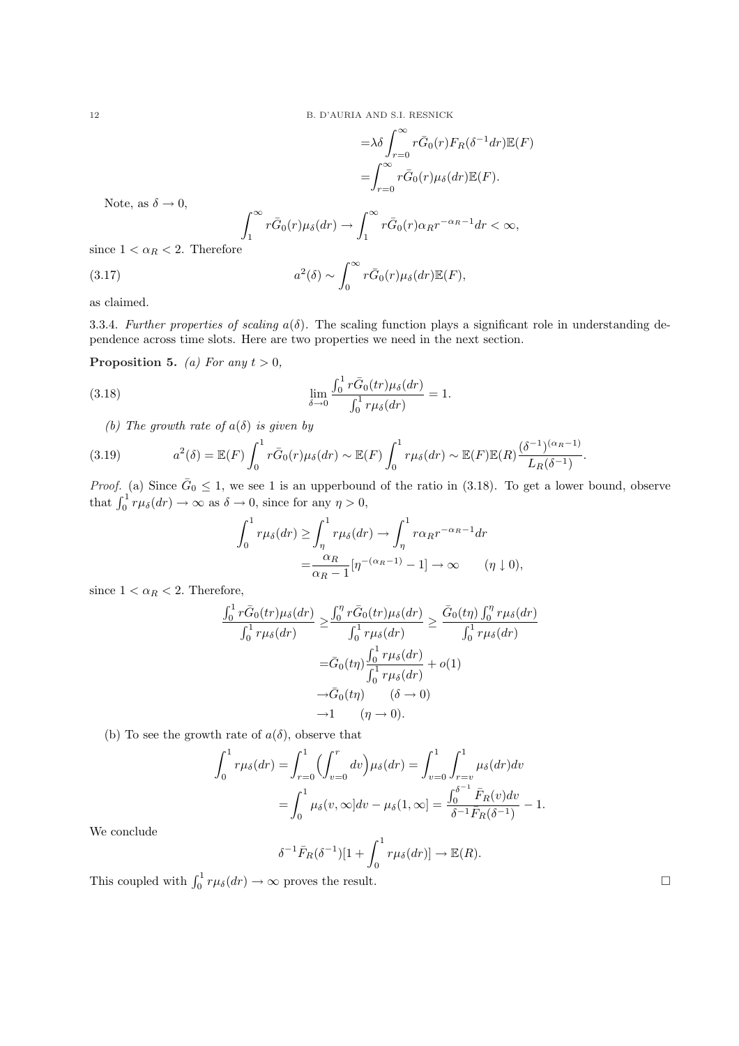$$
\begin{aligned}
&= \lambda \delta \int_{r=0}^{\infty} r \bar{G}_0(r) F_R(\delta^{-1} dr) \mathbb{E}(F) \\
&= \int_{r=0}^{\infty} r \bar{G}_0(r) \mu_\delta(dr) \mathbb{E}(F).
\end{aligned}
$$

Note, as $\delta \to 0$,

$$
\int_1^\infty r \bar{G}_0(r) \mu_\delta(dr) \to \int_1^\infty r \bar{G}_0(r) \alpha_R r^{-\alpha_R - 1} dr < \infty,
$$

since $1 < \alpha_R < 2$. Therefore

$$
a^2(\delta) \sim \int_0^\infty r \bar{G}_0(r) \mu_\delta(dr) \mathbb{E}(F), \tag{3.17}
$$

as claimed.

3.3.4. *Further properties of scaling $a(\delta)$.* The scaling function plays a significant role in understanding dependence across time slots. Here are two properties we need in the next section.

**Proposition 5.** *(a) For any $t > 0$,*

$$
\lim_{\delta \to 0} \frac{\int_0^1 r \bar{G}_0(tr) \mu_\delta(dr)}{\int_0^1 r \mu_\delta(dr)} = 1. \tag{3.18}
$$

*(b) The growth rate of $a(\delta)$ is given by*

$$
a^2(\delta) = \mathbb{E}(F) \int_0^1 r \bar{G}_0(r) \mu_\delta(dr) \sim \mathbb{E}(F) \int_0^1 r \mu_\delta(dr) \sim \mathbb{E}(F) \mathbb{E}(R) \frac{(\delta^{-1})^{(\alpha_R - 1)}}{L_R(\delta^{-1})}. \tag{3.19}
$$

*Proof.* (a) Since $\bar{G}_0 \leq 1$, we see 1 is an upperbound of the ratio in (3.18). To get a lower bound, observe that $\int_0^1 r \mu_\delta(dr) \to \infty$ as $\delta \to 0$, since for any $\eta > 0$,

$$
\begin{aligned}
\int_0^1 r \mu_\delta(dr) \geq \int_\eta^1 r \mu_\delta(dr) &\to \int_\eta^1 r \alpha_R r^{-\alpha_R - 1} dr \\
&= \frac{\alpha_R}{\alpha_R - 1} [\eta^{-(\alpha_R - 1)} - 1] \to \infty \qquad (\eta \downarrow 0),
\end{aligned}
$$

since $1 < \alpha_R < 2$. Therefore,

$$
\begin{aligned}
\frac{\int_0^1 r \bar{G}_0(tr) \mu_\delta(dr)}{\int_0^1 r \mu_\delta(dr)} \geq & \frac{\int_0^\eta r \bar{G}_0(tr) \mu_\delta(dr)}{\int_0^1 r \mu_\delta(dr)} \geq \frac{\bar{G}_0(t\eta) \int_0^\eta r \mu_\delta(dr)}{\int_0^1 r \mu_\delta(dr)} \\
&= \bar{G}_0(t\eta) \frac{\int_0^1 r \mu_\delta(dr)}{\int_0^1 r \mu_\delta(dr)} + o(1) \\
&\to \bar{G}_0(t\eta) \qquad (\delta \to 0) \\
&\to 1 \qquad (\eta \to 0).
\end{aligned}
$$

(b) To see the growth rate of $a(\delta)$, observe that

$$
\begin{aligned}
\int_0^1 r \mu_\delta(dr) &= \int_{r=0}^1 \Big( \int_{v=0}^r dv \Big) \mu_\delta(dr) = \int_{v=0}^1 \int_{r=v}^1 \mu_\delta(dr) dv \\
&= \int_0^1 \mu_\delta(v, \infty] dv - \mu_\delta(1, \infty] = \frac{\int_0^{\delta^{-1}} \bar{F}_R(v) dv}{\delta^{-1} \bar{F}_R(\delta^{-1})} - 1.
\end{aligned}
$$

We conclude

$$
\delta^{-1} \bar{F}_R(\delta^{-1}) [1 + \int_0^1 r \mu_\delta(dr)] \to \mathbb{E}(R).
$$

This coupled with $\int_0^1 r \mu_\delta(dr) \to \infty$ proves the result. $\square$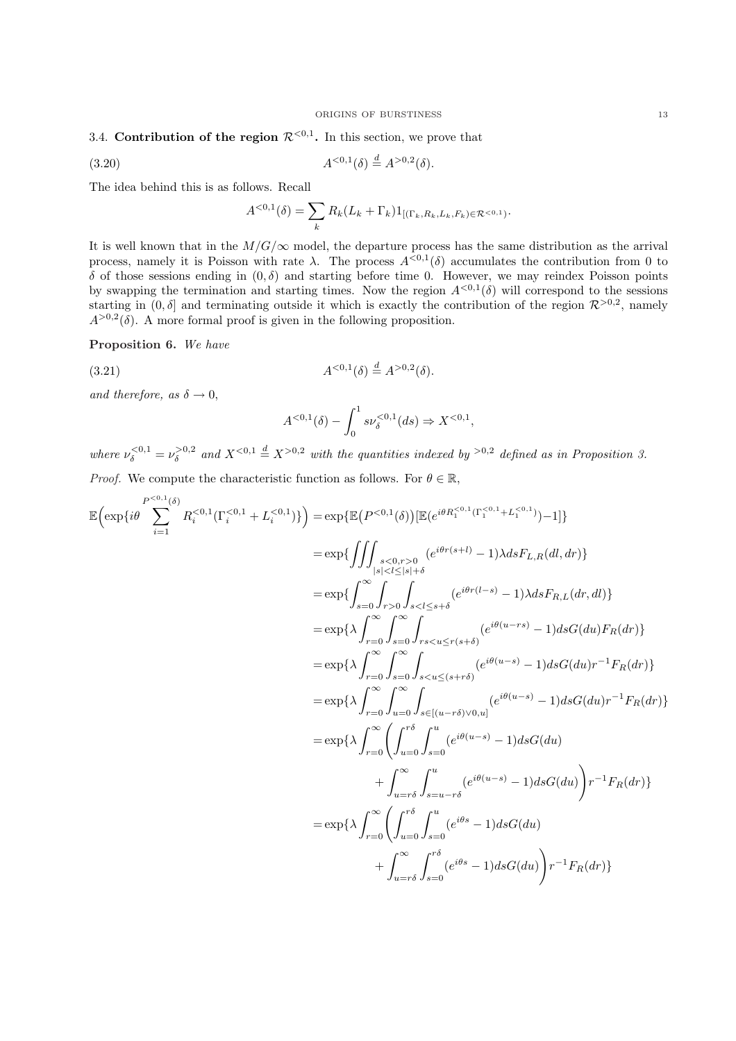### 3.4. Contribution of the region $\mathcal{R}^{<0,1}$.

In this section, we prove that

$$A^{<0,1}(\delta) \stackrel{d}{=} A^{>0,2}(\delta). \tag{3.20}$$

The idea behind this is as follows. Recall

$$A^{<0,1}(\delta) = \sum_k R_k(L_k + \Gamma_k) 1_{[(\Gamma_k, R_k, L_k, F_k) \in \mathcal{R}^{<0,1})}.$$

It is well known that in the $M/G/\infty$ model, the departure process has the same distribution as the arrival process, namely it is Poisson with rate $\lambda$. The process $A^{<0,1}(\delta)$ accumulates the contribution from 0 to $\delta$ of those sessions ending in $(0, \delta)$ and starting before time 0. However, we may reindex Poisson points by swapping the termination and starting times. Now the region $A^{<0,1}(\delta)$ will correspond to the sessions starting in $(0, \delta]$ and terminating outside it which is exactly the contribution of the region $\mathcal{R}^{>0,2}$, namely $A^{>0,2}(\delta)$. A more formal proof is given in the following proposition.

**Proposition 6.** *We have*

$$A^{<0,1}(\delta) \stackrel{d}{=} A^{>0,2}(\delta). \tag{3.21}$$

*and therefore, as $\delta \to 0$,*

$$A^{<0,1}(\delta) - \int_0^1 s \nu_\delta^{<0,1}(ds) \Rightarrow X^{<0,1},$$

*where $\nu_\delta^{<0,1} = \nu_\delta^{>0,2}$ and $X^{<0,1} \stackrel{d}{=} X^{>0,2}$ with the quantities indexed by ${}^{>0,2}$ defined as in Proposition 3.*

*Proof.* We compute the characteristic function as follows. For $\theta \in \mathbb{R}$,

$$\begin{aligned}
\mathbb{E}\Big(\exp\{i\theta \sum_{i=1}^{P^{<0,1}(\delta)} R_i^{<0,1}(\Gamma_i^{<0,1} + L_i^{<0,1})\}\Big) &= \exp\{\mathbb{E}\big(P^{<0,1}(\delta)\big)[\mathbb{E}(e^{i\theta R_1^{<0,1}(\Gamma_1^{<0,1}+L_1^{<0,1})}) - 1]\} \\
&= \exp\{\iiint_{\substack{s<0, r>0 \\ |s|<l\le|s|+\delta}} (e^{i\theta r(s+l)} - 1)\lambda ds F_{L,R}(dl, dr)\} \\
&= \exp\{\int_{s=0}^{\infty}\int_{r>0}\int_{s<l\le s+\delta} (e^{i\theta r(l-s)} - 1)\lambda ds F_{R,L}(dr, dl)\} \\
&= \exp\{\lambda \int_{r=0}^{\infty}\int_{s=0}^{\infty}\int_{rs<u\le r(s+\delta)} (e^{i\theta(u-rs)} - 1) ds G(du) F_R(dr)\} \\
&= \exp\{\lambda \int_{r=0}^{\infty}\int_{s=0}^{\infty}\int_{s<u\le(s+r\delta)} (e^{i\theta(u-s)} - 1) ds G(du) r^{-1} F_R(dr)\} \\
&= \exp\{\lambda \int_{r=0}^{\infty}\int_{u=0}^{\infty}\int_{s\in[(u-r\delta)\vee 0, u]} (e^{i\theta(u-s)} - 1) ds G(du) r^{-1} F_R(dr)\} \\
&= \exp\{\lambda \int_{r=0}^{\infty}\Bigg(\int_{u=0}^{r\delta}\int_{s=0}^{u} (e^{i\theta(u-s)} - 1) ds G(du) \\
&\qquad + \int_{u=r\delta}^{\infty}\int_{s=u-r\delta}^{u} (e^{i\theta(u-s)} - 1) ds G(du)\Bigg) r^{-1} F_R(dr)\} \\
&= \exp\{\lambda \int_{r=0}^{\infty}\Bigg(\int_{u=0}^{r\delta}\int_{s=0}^{u} (e^{i\theta s} - 1) ds G(du) \\
&\qquad + \int_{u=r\delta}^{\infty}\int_{s=0}^{r\delta} (e^{i\theta s} - 1) ds G(du)\Bigg) r^{-1} F_R(dr)\}
\end{aligned}$$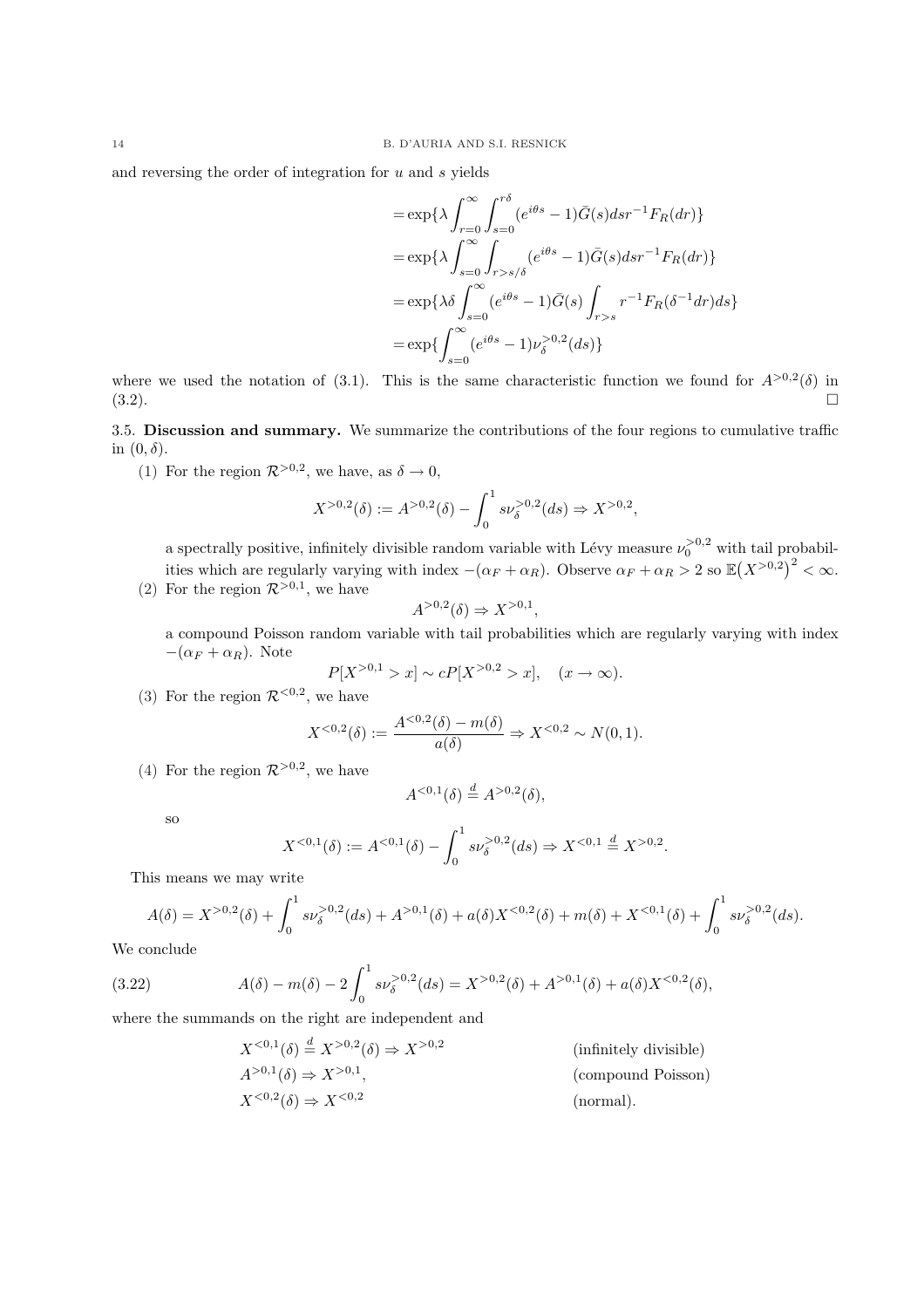and reversing the order of integration for $u$ and $s$ yields

$$
\begin{aligned}
&= \exp\{\lambda \int_{r=0}^{\infty} \int_{s=0}^{r\delta} (e^{i\theta s} - 1)\bar{G}(s) ds r^{-1} F_R(dr)\} \\
&= \exp\{\lambda \int_{s=0}^{\infty} \int_{r>s/\delta} (e^{i\theta s} - 1)\bar{G}(s) ds r^{-1} F_R(dr)\} \\
&= \exp\{\lambda\delta \int_{s=0}^{\infty} (e^{i\theta s} - 1)\bar{G}(s) \int_{r>s} r^{-1} F_R(\delta^{-1} dr) ds\} \\
&= \exp\{\int_{s=0}^{\infty} (e^{i\theta s} - 1)\nu_\delta^{>0,2}(ds)\}
\end{aligned}
$$

where we used the notation of (3.1). This is the same characteristic function we found for $A^{>0,2}(\delta)$ in (3.2). $\square$

**3.5. Discussion and summary.** We summarize the contributions of the four regions to cumulative traffic in $(0, \delta)$.

(1) For the region $\mathcal{R}^{>0,2}$, we have, as $\delta \to 0$,

$$
X^{>0,2}(\delta) := A^{>0,2}(\delta) - \int_0^1 s\nu_\delta^{>0,2}(ds) \Rightarrow X^{>0,2},
$$

a spectrally positive, infinitely divisible random variable with Lévy measure $\nu_0^{>0,2}$ with tail probabilities which are regularly varying with index $-(\alpha_F + \alpha_R)$. Observe $\alpha_F + \alpha_R > 2$ so $\mathbb{E}(X^{>0,2})^2 < \infty$.

(2) For the region $\mathcal{R}^{>0,1}$, we have

$$
A^{>0,2}(\delta) \Rightarrow X^{>0,1},
$$

a compound Poisson random variable with tail probabilities which are regularly varying with index $-(\alpha_F + \alpha_R)$. Note

$$
P[X^{>0,1} > x] \sim cP[X^{>0,2} > x], \quad (x \to \infty).
$$

(3) For the region $\mathcal{R}^{<0,2}$, we have

$$
X^{<0,2}(\delta) := \frac{A^{<0,2}(\delta) - m(\delta)}{a(\delta)} \Rightarrow X^{<0,2} \sim N(0,1).
$$

(4) For the region $\mathcal{R}^{>0,2}$, we have

$$
A^{<0,1}(\delta) \stackrel{d}{=} A^{>0,2}(\delta),
$$

so

$$
X^{<0,1}(\delta) := A^{<0,1}(\delta) - \int_0^1 s\nu_\delta^{>0,2}(ds) \Rightarrow X^{<0,1} \stackrel{d}{=} X^{>0,2}.
$$

This means we may write

$$
A(\delta) = X^{>0,2}(\delta) + \int_0^1 s\nu_\delta^{>0,2}(ds) + A^{>0,1}(\delta) + a(\delta)X^{<0,2}(\delta) + m(\delta) + X^{<0,1}(\delta) + \int_0^1 s\nu_\delta^{>0,2}(ds).
$$

We conclude

$$
A(\delta) - m(\delta) - 2\int_0^1 s\nu_\delta^{>0,2}(ds) = X^{>0,2}(\delta) + A^{>0,1}(\delta) + a(\delta)X^{<0,2}(\delta), \tag{3.22}
$$

where the summands on the right are independent and

$$
\begin{aligned}
&X^{<0,1}(\delta) \stackrel{d}{=} X^{>0,2}(\delta) \Rightarrow X^{>0,2} && \text{(infinitely divisible)} \\
&A^{>0,1}(\delta) \Rightarrow X^{>0,1}, && \text{(compound Poisson)} \\
&X^{<0,2}(\delta) \Rightarrow X^{<0,2} && \text{(normal).}
\end{aligned}
$$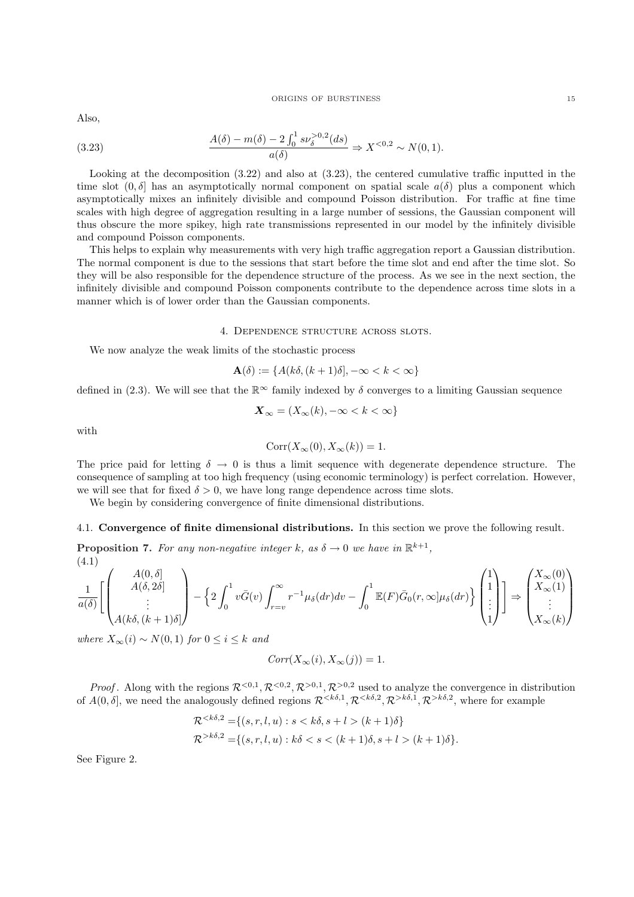Also,

$$\frac{A(\delta) - m(\delta) - 2\int_0^1 s\nu_\delta^{>0,2}(ds)}{a(\delta)} \Rightarrow X^{<0,2} \sim N(0,1). \tag{3.23}$$

Looking at the decomposition (3.22) and also at (3.23), the centered cumulative traffic inputted in the time slot $(0, \delta]$ has an asymptotically normal component on spatial scale $a(\delta)$ plus a component which asymptotically mixes an infinitely divisible and compound Poisson distribution. For traffic at fine time scales with high degree of aggregation resulting in a large number of sessions, the Gaussian component will thus obscure the more spikey, high rate transmissions represented in our model by the infinitely divisible and compound Poisson components.

This helps to explain why measurements with very high traffic aggregation report a Gaussian distribution. The normal component is due to the sessions that start before the time slot and end after the time slot. So they will be also responsible for the dependence structure of the process. As we see in the next section, the infinitely divisible and compound Poisson components contribute to the dependence across time slots in a manner which is of lower order than the Gaussian components.

## 4. Dependence structure across slots.

We now analyze the weak limits of the stochastic process

$$\mathbf{A}(\delta) := \{A(k\delta, (k+1)\delta], -\infty < k < \infty\}$$

defined in (2.3). We will see that the $\mathbb{R}^\infty$ family indexed by $\delta$ converges to a limiting Gaussian sequence

$$\boldsymbol{X}_\infty = (X_\infty(k), -\infty < k < \infty\}$$

with

$$\mathrm{Corr}(X_\infty(0), X_\infty(k)) = 1.$$

The price paid for letting $\delta \to 0$ is thus a limit sequence with degenerate dependence structure. The consequence of sampling at too high frequency (using economic terminology) is perfect correlation. However, we will see that for fixed $\delta > 0$, we have long range dependence across time slots.

We begin by considering convergence of finite dimensional distributions.

### 4.1. Convergence of finite dimensional distributions.

In this section we prove the following result.

**Proposition 7.** *For any non-negative integer $k$, as $\delta \to 0$ we have in $\mathbb{R}^{k+1}$,*

$$\frac{1}{a(\delta)}\left[\begin{pmatrix} A(0,\delta] \\ A(\delta, 2\delta] \\ \vdots \\ A(k\delta,(k+1)\delta] \end{pmatrix} - \Big\{2\int_0^1 v\bar{G}(v)\int_{r=v}^\infty r^{-1}\mu_\delta(dr)dv - \int_0^1 \mathbb{E}(F)\bar{G}_0(r,\infty]\mu_\delta(dr)\Big\}\begin{pmatrix} 1 \\ 1 \\ \vdots \\ 1 \end{pmatrix}\right] \Rightarrow \begin{pmatrix} X_\infty(0) \\ X_\infty(1) \\ \vdots \\ X_\infty(k) \end{pmatrix} \tag{4.1}$$

*where $X_\infty(i) \sim N(0,1)$ for $0 \le i \le k$ and*

$$Corr(X_\infty(i), X_\infty(j)) = 1.$$

*Proof.* Along with the regions $\mathcal{R}^{<0,1}, \mathcal{R}^{<0,2}, \mathcal{R}^{>0,1}, \mathcal{R}^{>0,2}$ used to analyze the convergence in distribution of $A(0, \delta]$, we need the analogously defined regions $\mathcal{R}^{<k\delta,1}, \mathcal{R}^{<k\delta,2}, \mathcal{R}^{>k\delta,1}, \mathcal{R}^{>k\delta,2}$, where for example

$$\begin{aligned}
\mathcal{R}^{<k\delta,2} &= \{(s,r,l,u) : s < k\delta, s + l > (k+1)\delta\} \\
\mathcal{R}^{>k\delta,2} &= \{(s,r,l,u) : k\delta < s < (k+1)\delta, s + l > (k+1)\delta\}.
\end{aligned}$$

See Figure 2.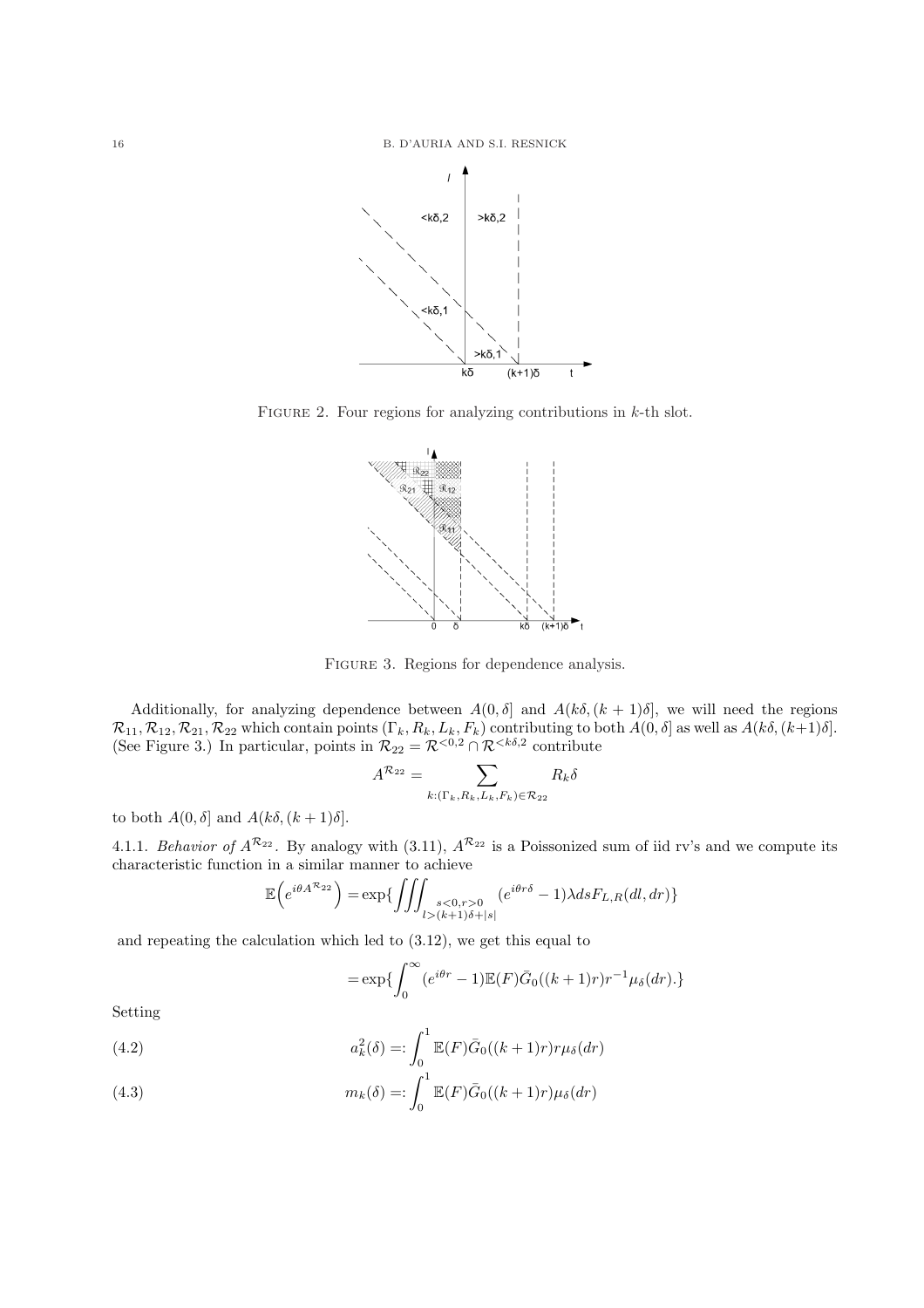FIGURE 2. Four regions for analyzing contributions in $k$-th slot.

FIGURE 3. Regions for dependence analysis.

Additionally, for analyzing dependence between $A(0,\delta]$ and $A(k\delta,(k+1)\delta]$, we will need the regions $\mathcal{R}_{11}, \mathcal{R}_{12}, \mathcal{R}_{21}, \mathcal{R}_{22}$ which contain points $(\Gamma_k, R_k, L_k, F_k)$ contributing to both $A(0,\delta]$ as well as $A(k\delta,(k+1)\delta]$. (See Figure 3.) In particular, points in $\mathcal{R}_{22} = \mathcal{R}^{<0,2} \cap \mathcal{R}^{<k\delta,2}$ contribute

$$A^{\mathcal{R}_{22}} = \sum_{k:(\Gamma_k,R_k,L_k,F_k)\in\mathcal{R}_{22}} R_k\delta$$

to both $A(0,\delta]$ and $A(k\delta,(k+1)\delta]$.

4.1.1. *Behavior of* $A^{\mathcal{R}_{22}}$. By analogy with (3.11), $A^{\mathcal{R}_{22}}$ is a Poissonized sum of iid rv's and we compute its characteristic function in a similar manner to achieve

$$\mathbb{E}\Big(e^{i\theta A^{\mathcal{R}_{22}}}\Big) = \exp\{\iiint_{\substack{s<0,r>0\\ l>(k+1)\delta+|s|}} (e^{i\theta r\delta}-1)\lambda ds F_{L,R}(dl,dr)\}$$

and repeating the calculation which led to (3.12), we get this equal to

$$= \exp\{\int_0^\infty (e^{i\theta r}-1)\mathbb{E}(F)\bar{G}_0((k+1)r)r^{-1}\mu_\delta(dr).\}$$

Setting

$$a_k^2(\delta) =: \int_0^1 \mathbb{E}(F)\bar{G}_0((k+1)r)r\mu_\delta(dr) \tag{4.2}$$

$$m_k(\delta) =: \int_0^1 \mathbb{E}(F)\bar{G}_0((k+1)r)\mu_\delta(dr) \tag{4.3}$$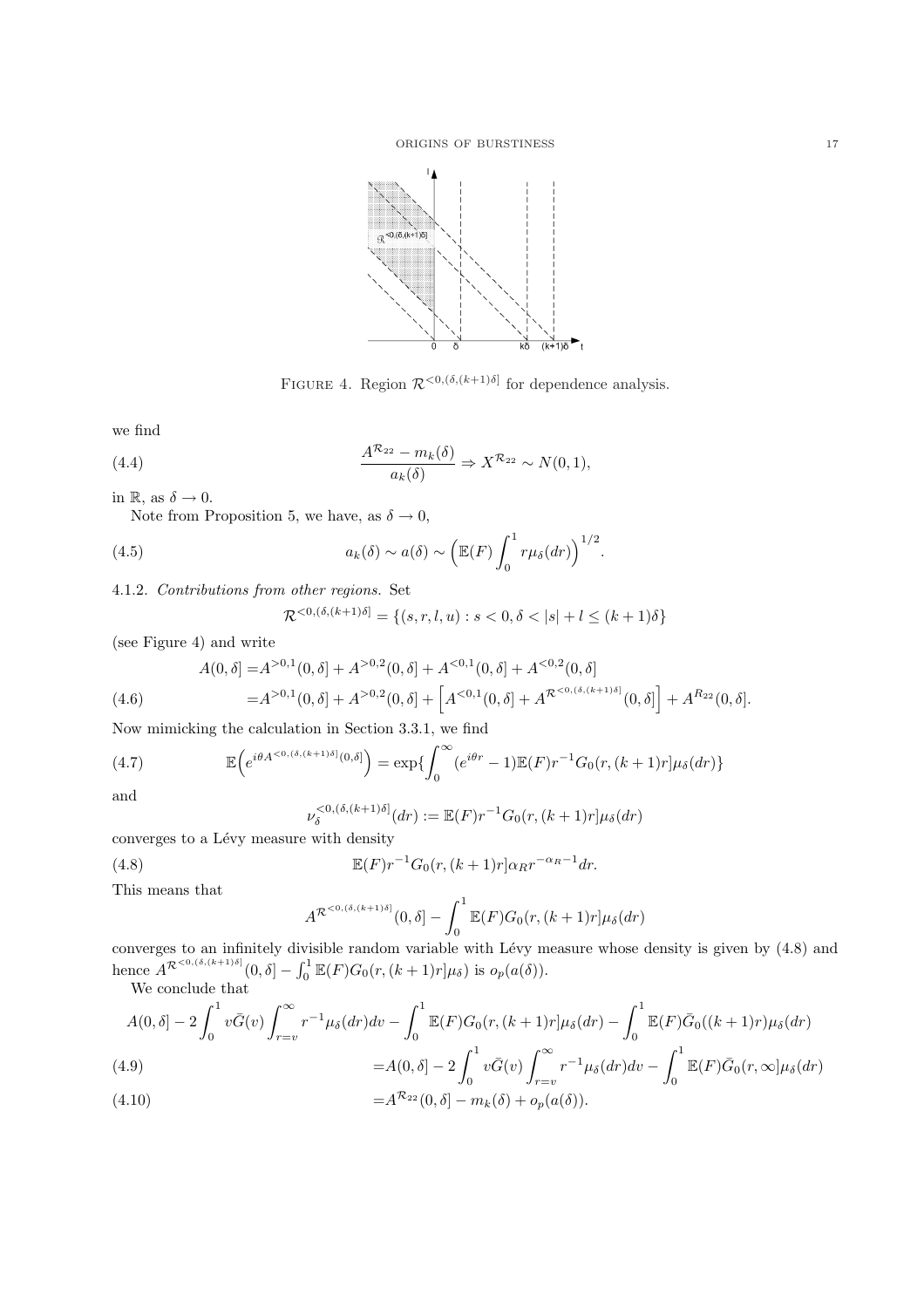FIGURE 4. Region $\mathcal{R}^{<0,(\delta,(k+1)\delta]}$ for dependence analysis.

we find

$$\frac{A^{\mathcal{R}_{22}} - m_k(\delta)}{a_k(\delta)} \Rightarrow X^{\mathcal{R}_{22}} \sim N(0,1), \tag{4.4}$$

in $\mathbb{R}$, as $\delta \to 0$.

Note from Proposition 5, we have, as $\delta \to 0$,

$$a_k(\delta) \sim a(\delta) \sim \Big(\mathbb{E}(F)\int_0^1 r\mu_\delta(dr)\Big)^{1/2}. \tag{4.5}$$

4.1.2. *Contributions from other regions.* Set

$$\mathcal{R}^{<0,(\delta,(k+1)\delta]} = \{(s,r,l,u) : s<0, \delta < |s|+l \le (k+1)\delta\}$$

(see Figure 4) and write

$$\begin{aligned} A(0,\delta] =& A^{>0,1}(0,\delta] + A^{>0,2}(0,\delta] + A^{<0,1}(0,\delta] + A^{<0,2}(0,\delta] \\ =& A^{>0,1}(0,\delta] + A^{>0,2}(0,\delta] + \Big[A^{<0,1}(0,\delta] + A^{\mathcal{R}^{<0,(\delta,(k+1)\delta]}}(0,\delta]\Big] + A^{R_{22}}(0,\delta]. \end{aligned} \tag{4.6}$$

Now mimicking the calculation in Section 3.3.1, we find

$$\mathbb{E}\Big(e^{i\theta A^{<0,(\delta,(k+1)\delta]}(0,\delta]}\Big) = \exp\{\int_0^\infty (e^{i\theta r}-1)\mathbb{E}(F)r^{-1}G_0(r,(k+1)r]\mu_\delta(dr)\} \tag{4.7}$$

and

$$\nu_\delta^{<0,(\delta,(k+1)\delta]}(dr) := \mathbb{E}(F)r^{-1}G_0(r,(k+1)r]\mu_\delta(dr)$$

converges to a Lévy measure with density

$$\mathbb{E}(F)r^{-1}G_0(r,(k+1)r]\alpha_R r^{-\alpha_R-1}dr. \tag{4.8}$$

This means that

$$A^{\mathcal{R}^{<0,(\delta,(k+1)\delta]}}(0,\delta] - \int_0^1 \mathbb{E}(F)G_0(r,(k+1)r]\mu_\delta(dr)$$

converges to an infinitely divisible random variable with Lévy measure whose density is given by (4.8) and hence $A^{\mathcal{R}^{<0,(\delta,(k+1)\delta]}}(0,\delta] - \int_0^1 \mathbb{E}(F)G_0(r,(k+1)r]\mu_\delta)$ is $o_p(a(\delta))$.

We conclude that

$$\begin{aligned} A(0,\delta] - 2\int_0^1 v\bar{G}(v)\int_{r=v}^\infty r^{-1}\mu_\delta(dr)dv - \int_0^1 \mathbb{E}(F)G_0(r,(k+1)r]\mu_\delta(dr) - \int_0^1 \mathbb{E}(F)\bar{G}_0((k+1)r)\mu_\delta(dr) \\ = A(0,\delta] - 2\int_0^1 v\bar{G}(v)\int_{r=v}^\infty r^{-1}\mu_\delta(dr)dv - \int_0^1 \mathbb{E}(F)\bar{G}_0(r,\infty]\mu_\delta(dr) \end{aligned} \tag{4.9}$$

$$= A^{\mathcal{R}_{22}}(0,\delta] - m_k(\delta) + o_p(a(\delta)). \tag{4.10}$$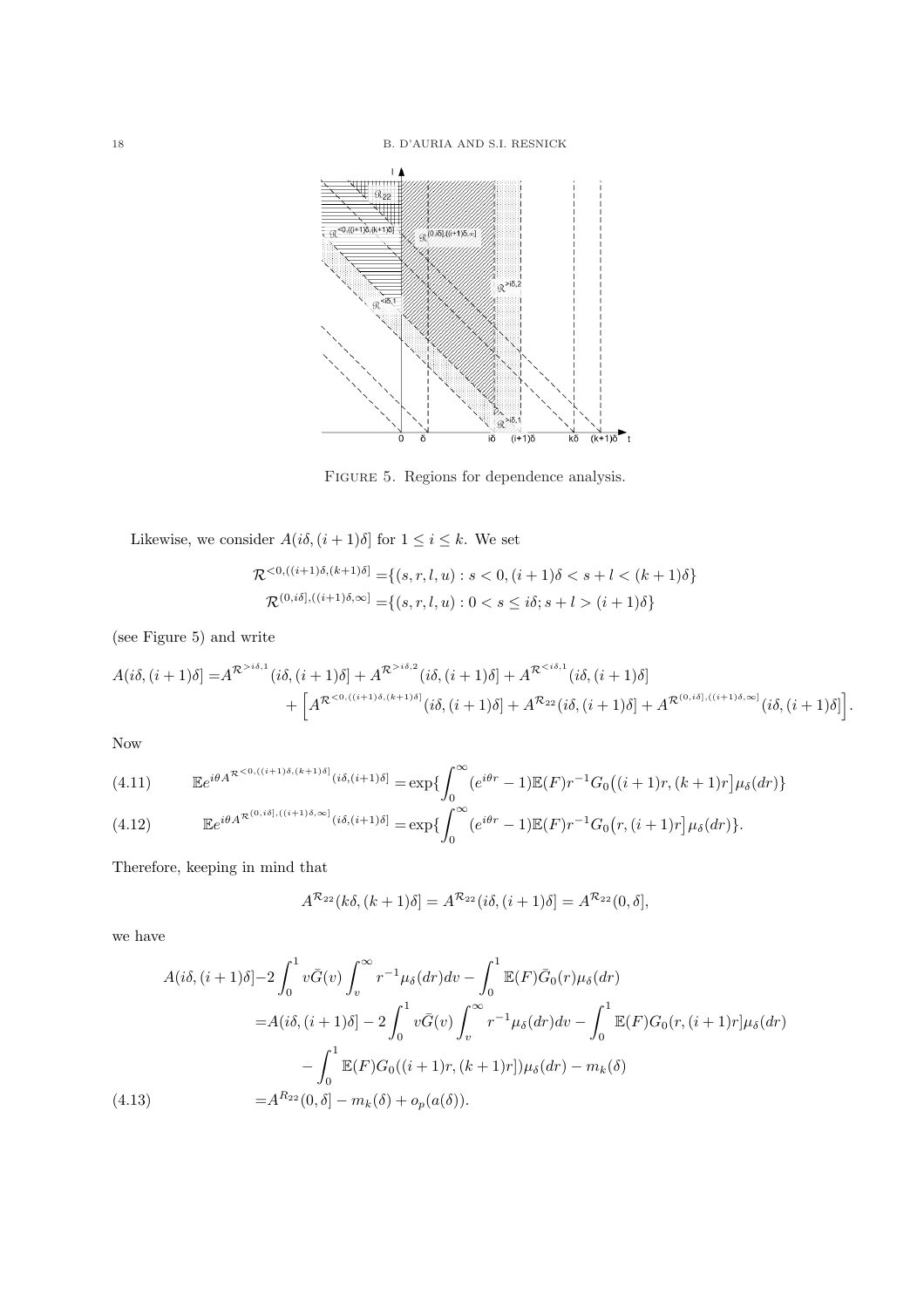FIGURE 5. Regions for dependence analysis.

Likewise, we consider $A(i\delta,(i+1)\delta]$ for $1 \le i \le k$. We set

$$\mathcal{R}^{<0,((i+1)\delta,(k+1)\delta]} = \{(s,r,l,u) : s < 0, (i+1)\delta < s + l < (k+1)\delta\}$$
$$\mathcal{R}^{(0,i\delta],((i+1)\delta,\infty]} = \{(s,r,l,u) : 0 < s \le i\delta; s + l > (i+1)\delta\}$$

(see Figure 5) and write

$$A(i\delta,(i+1)\delta] = A^{\mathcal{R}^{>i\delta,1}}(i\delta,(i+1)\delta] + A^{\mathcal{R}^{>i\delta,2}}(i\delta,(i+1)\delta] + A^{\mathcal{R}^{<i\delta,1}}(i\delta,(i+1)\delta] + \Big[A^{\mathcal{R}^{<0,((i+1)\delta,(k+1)\delta]}}(i\delta,(i+1)\delta] + A^{\mathcal{R}_{22}}(i\delta,(i+1)\delta] + A^{\mathcal{R}^{(0,i\delta],((i+1)\delta,\infty]}}(i\delta,(i+1)\delta]\Big].$$

Now

$$\mathbb{E}e^{i\theta A^{\mathcal{R}^{<0,((i+1)\delta,(k+1)\delta]}}(i\delta,(i+1)\delta]} = \exp\{\int_0^\infty (e^{i\theta r}-1)\mathbb{E}(F)r^{-1}G_0\big((i+1)r,(k+1)r\big]\mu_\delta(dr)\} \tag{4.11}$$

$$\mathbb{E}e^{i\theta A^{\mathcal{R}^{(0,i\delta],((i+1)\delta,\infty]}}(i\delta,(i+1)\delta]} = \exp\{\int_0^\infty (e^{i\theta r}-1)\mathbb{E}(F)r^{-1}G_0\big(r,(i+1)r\big]\mu_\delta(dr)\}. \tag{4.12}$$

Therefore, keeping in mind that

$$A^{\mathcal{R}_{22}}(k\delta,(k+1)\delta] = A^{\mathcal{R}_{22}}(i\delta,(i+1)\delta] = A^{\mathcal{R}_{22}}(0,\delta],$$

we have

$$\begin{aligned}
A(i\delta,(i+1)\delta] - 2\int_0^1 v\bar{G}(v)\int_v^\infty r^{-1}\mu_\delta(dr)dv - \int_0^1 \mathbb{E}(F)\bar{G}_0(r)\mu_\delta(dr) \\
= A(i\delta,(i+1)\delta] - 2\int_0^1 v\bar{G}(v)\int_v^\infty r^{-1}\mu_\delta(dr)dv - \int_0^1 \mathbb{E}(F)G_0(r,(i+1)r]\mu_\delta(dr) \\
- \int_0^1 \mathbb{E}(F)G_0((i+1)r,(k+1)r])\mu_\delta(dr) - m_k(\delta) \\
= A^{R_{22}}(0,\delta] - m_k(\delta) + o_p(a(\delta)).
\end{aligned} \tag{4.13}$$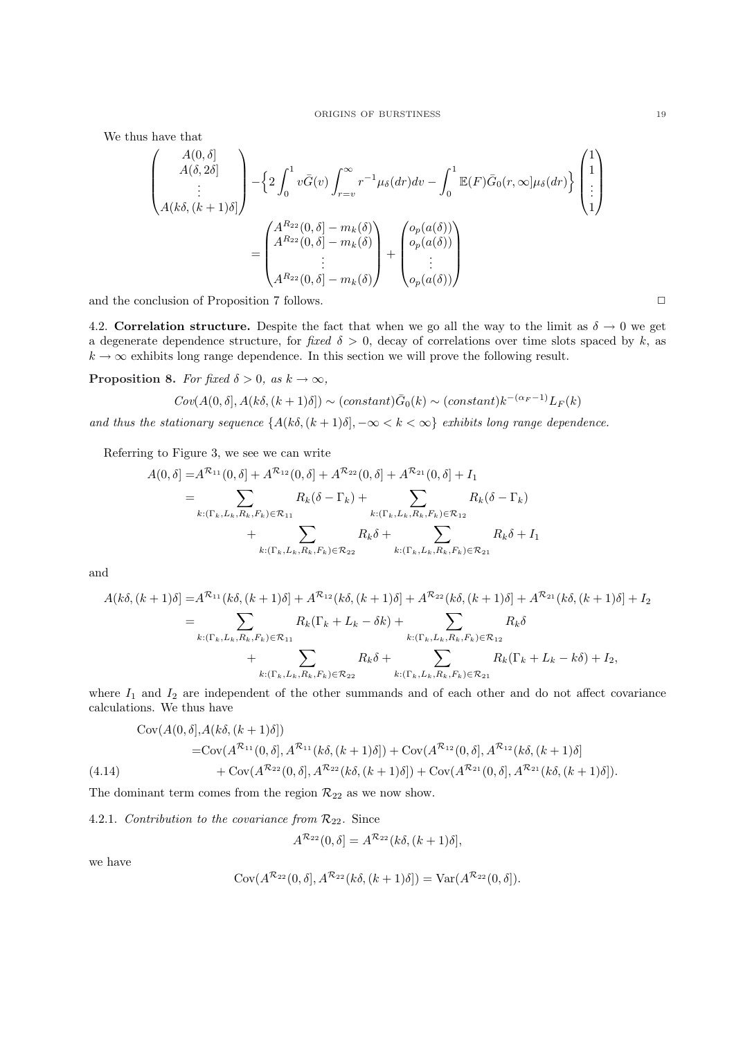We thus have that

$$
\begin{pmatrix} A(0,\delta] \\ A(\delta,2\delta] \\ \vdots \\ A(k\delta,(k+1)\delta] \end{pmatrix} - \Big\{ 2\int_0^1 v\bar{G}(v)\int_{r=v}^{\infty} r^{-1}\mu_\delta(dr)dv - \int_0^1 \mathbb{E}(F)\bar{G}_0(r,\infty]\mu_\delta(dr) \Big\} \begin{pmatrix} 1 \\ 1 \\ \vdots \\ 1 \end{pmatrix}
$$

$$
= \begin{pmatrix} A^{R_{22}}(0,\delta] - m_k(\delta) \\ A^{R_{22}}(0,\delta] - m_k(\delta) \\ \vdots \\ A^{R_{22}}(0,\delta] - m_k(\delta) \end{pmatrix} + \begin{pmatrix} o_p(a(\delta)) \\ o_p(a(\delta)) \\ \vdots \\ o_p(a(\delta)) \end{pmatrix}
$$

and the conclusion of Proposition 7 follows. □

4.2. **Correlation structure.** Despite the fact that when we go all the way to the limit as $\delta \to 0$ we get a degenerate dependence structure, for *fixed* $\delta > 0$, decay of correlations over time slots spaced by $k$, as $k \to \infty$ exhibits long range dependence. In this section we will prove the following result.

**Proposition 8.** *For fixed $\delta > 0$, as $k \to \infty$,*

$$
Cov(A(0,\delta], A(k\delta,(k+1)\delta]) \sim (constant)\bar{G}_0(k) \sim (constant)k^{-(\alpha_F-1)}L_F(k)
$$

*and thus the stationary sequence $\{A(k\delta,(k+1)\delta], -\infty < k < \infty\}$ exhibits long range dependence.*

Referring to Figure 3, we see we can write

$$
\begin{aligned}
A(0,\delta] =& A^{\mathcal{R}_{11}}(0,\delta] + A^{\mathcal{R}_{12}}(0,\delta] + A^{\mathcal{R}_{22}}(0,\delta] + A^{\mathcal{R}_{21}}(0,\delta] + I_1 \\
=& \sum_{k:(\Gamma_k,L_k,R_k,F_k)\in\mathcal{R}_{11}} R_k(\delta-\Gamma_k) + \sum_{k:(\Gamma_k,L_k,R_k,F_k)\in\mathcal{R}_{12}} R_k(\delta-\Gamma_k) \\
&+ \sum_{k:(\Gamma_k,L_k,R_k,F_k)\in\mathcal{R}_{22}} R_k\delta + \sum_{k:(\Gamma_k,L_k,R_k,F_k)\in\mathcal{R}_{21}} R_k\delta + I_1
\end{aligned}
$$

and

$$
\begin{aligned}
A(k\delta,(k+1)\delta] =& A^{\mathcal{R}_{11}}(k\delta,(k+1)\delta] + A^{\mathcal{R}_{12}}(k\delta,(k+1)\delta] + A^{\mathcal{R}_{22}}(k\delta,(k+1)\delta] + A^{\mathcal{R}_{21}}(k\delta,(k+1)\delta] + I_2 \\
=& \sum_{k:(\Gamma_k,L_k,R_k,F_k)\in\mathcal{R}_{11}} R_k(\Gamma_k+L_k-\delta k) + \sum_{k:(\Gamma_k,L_k,R_k,F_k)\in\mathcal{R}_{12}} R_k\delta \\
&+ \sum_{k:(\Gamma_k,L_k,R_k,F_k)\in\mathcal{R}_{22}} R_k\delta + \sum_{k:(\Gamma_k,L_k,R_k,F_k)\in\mathcal{R}_{21}} R_k(\Gamma_k+L_k-k\delta) + I_2,
\end{aligned}
$$

where $I_1$ and $I_2$ are independent of the other summands and of each other and do not affect covariance calculations. We thus have

$$
\begin{aligned}
\mathrm{Cov}(A(0,\delta],& A(k\delta,(k+1)\delta]) \\
=& \mathrm{Cov}(A^{\mathcal{R}_{11}}(0,\delta], A^{\mathcal{R}_{11}}(k\delta,(k+1)\delta]) + \mathrm{Cov}(A^{\mathcal{R}_{12}}(0,\delta], A^{\mathcal{R}_{12}}(k\delta,(k+1)\delta] \\
&+ \mathrm{Cov}(A^{\mathcal{R}_{22}}(0,\delta], A^{\mathcal{R}_{22}}(k\delta,(k+1)\delta]) + \mathrm{Cov}(A^{\mathcal{R}_{21}}(0,\delta], A^{\mathcal{R}_{21}}(k\delta,(k+1)\delta]).
\end{aligned} \tag{4.14}
$$

The dominant term comes from the region $\mathcal{R}_{22}$ as we now show.

4.2.1. *Contribution to the covariance from $\mathcal{R}_{22}$.* Since

$$
A^{\mathcal{R}_{22}}(0,\delta] = A^{\mathcal{R}_{22}}(k\delta,(k+1)\delta],
$$

we have

$$
\mathrm{Cov}(A^{\mathcal{R}_{22}}(0,\delta], A^{\mathcal{R}_{22}}(k\delta,(k+1)\delta]) = \mathrm{Var}(A^{\mathcal{R}_{22}}(0,\delta]).
$$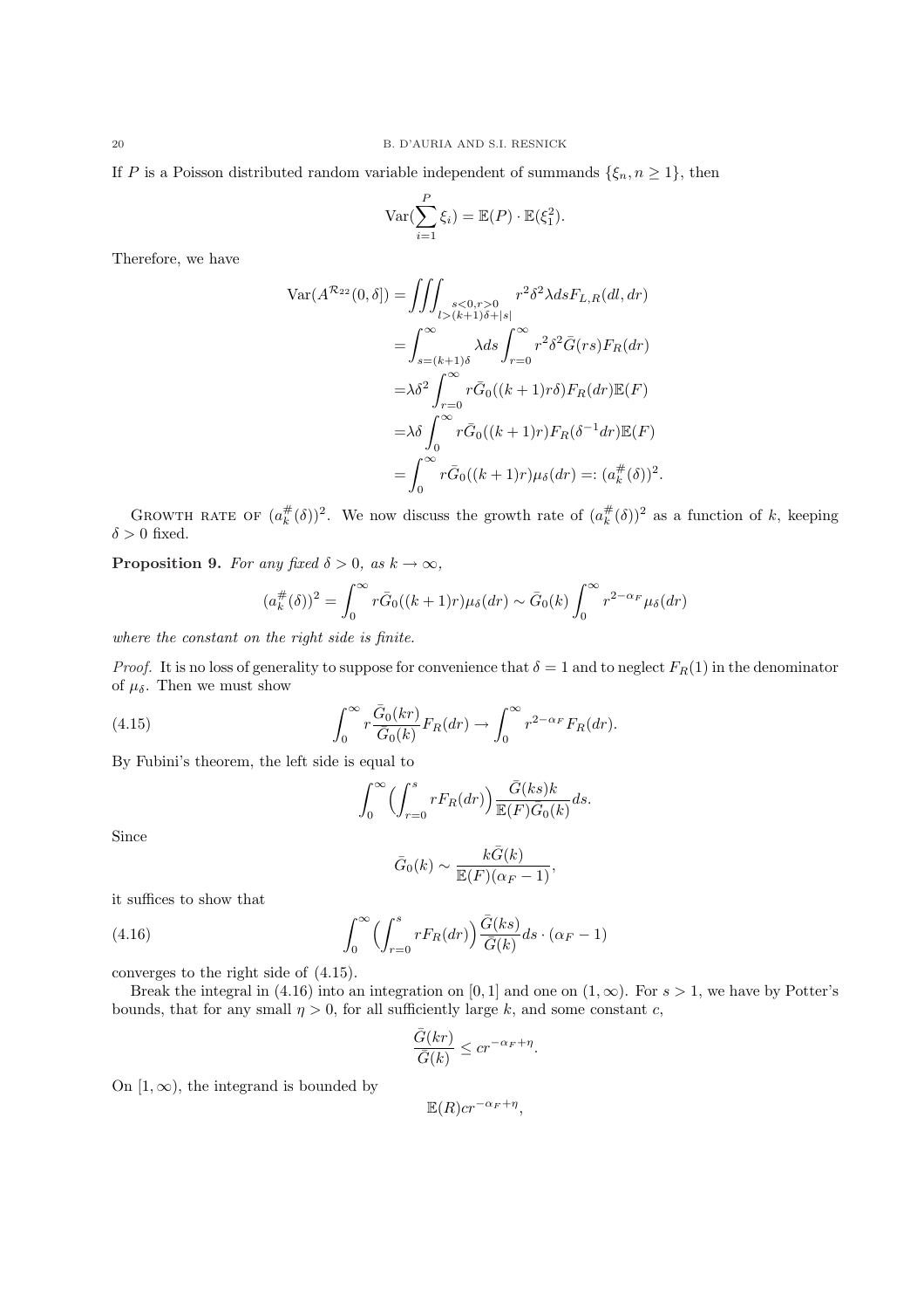If $P$ is a Poisson distributed random variable independent of summands $\{\xi_n, n \geq 1\}$, then

$$\mathrm{Var}(\sum_{i=1}^{P} \xi_i) = \mathbb{E}(P) \cdot \mathbb{E}(\xi_1^2).$$

Therefore, we have

$$\begin{aligned}
\mathrm{Var}(A^{\mathcal{R}_{22}}(0,\delta]) &= \iiint_{\substack{s<0, r>0 \\ l>(k+1)\delta+|s|}} r^2\delta^2 \lambda ds F_{L,R}(dl,dr) \\
&= \int_{s=(k+1)\delta}^{\infty} \lambda ds \int_{r=0}^{\infty} r^2 \delta^2 \bar{G}(rs) F_R(dr) \\
&= \lambda \delta^2 \int_{r=0}^{\infty} r \bar{G}_0((k+1)r\delta) F_R(dr) \mathbb{E}(F) \\
&= \lambda \delta \int_{0}^{\infty} r \bar{G}_0((k+1)r) F_R(\delta^{-1} dr) \mathbb{E}(F) \\
&= \int_0^\infty r \bar{G}_0((k+1)r) \mu_\delta(dr) =: (a_k^{\#}(\delta))^2.
\end{aligned}$$

Growth rate of $(a_k^{\#}(\delta))^2$. We now discuss the growth rate of $(a_k^{\#}(\delta))^2$ as a function of $k$, keeping $\delta > 0$ fixed.

**Proposition 9.** *For any fixed $\delta > 0$, as $k \to \infty$,*

$$(a_k^{\#}(\delta))^2 = \int_0^\infty r \bar{G}_0((k+1)r) \mu_\delta(dr) \sim \bar{G}_0(k) \int_0^\infty r^{2-\alpha_F} \mu_\delta(dr)$$

*where the constant on the right side is finite.*

*Proof.* It is no loss of generality to suppose for convenience that $\delta = 1$ and to neglect $F_R(1)$ in the denominator of $\mu_\delta$. Then we must show

$$\int_0^\infty r \frac{\bar{G}_0(kr)}{\bar{G}_0(k)} F_R(dr) \to \int_0^\infty r^{2-\alpha_F} F_R(dr). \tag{4.15}$$

By Fubini's theorem, the left side is equal to

$$\int_0^\infty \Big( \int_{r=0}^{s} r F_R(dr) \Big) \frac{\bar{G}(ks)k}{\mathbb{E}(F)\bar{G}_0(k)} ds.$$

Since

$$\bar{G}_0(k) \sim \frac{k\bar{G}(k)}{\mathbb{E}(F)(\alpha_F - 1)},$$

it suffices to show that

$$\int_0^\infty \Big( \int_{r=0}^{s} r F_R(dr) \Big) \frac{\bar{G}(ks)}{\bar{G}(k)} ds \cdot (\alpha_F - 1) \tag{4.16}$$

converges to the right side of (4.15).

Break the integral in (4.16) into an integration on $[0,1]$ and one on $(1,\infty)$. For $s > 1$, we have by Potter's bounds, that for any small $\eta > 0$, for all sufficiently large $k$, and some constant $c$,

$$\frac{\bar{G}(kr)}{\bar{G}(k)} \leq c r^{-\alpha_F + \eta}.$$

On $[1, \infty)$, the integrand is bounded by

$$\mathbb{E}(R) c r^{-\alpha_F + \eta},$$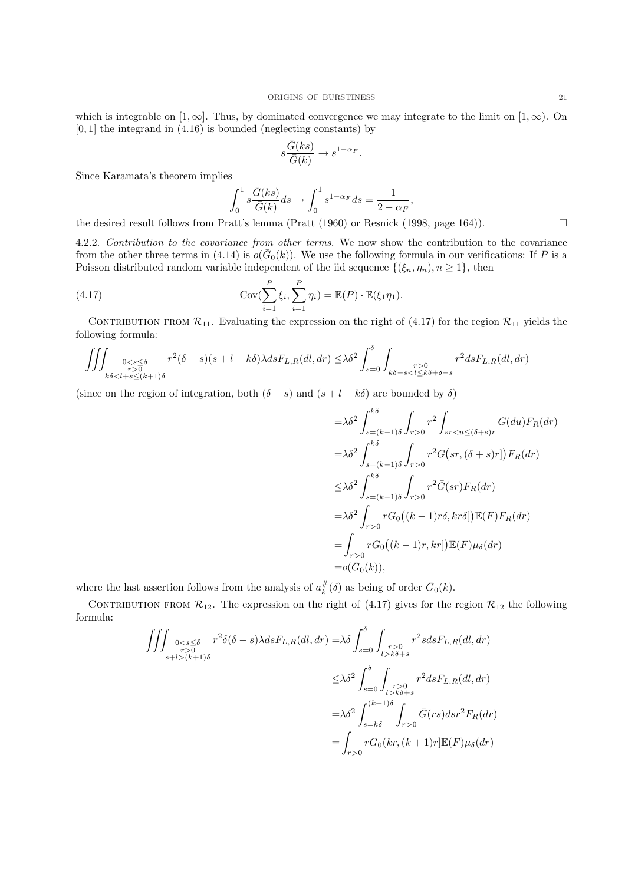which is integrable on $[1, \infty]$. Thus, by dominated convergence we may integrate to the limit on $[1, \infty)$. On $[0, 1]$ the integrand in (4.16) is bounded (neglecting constants) by

$$s\frac{\bar{G}(ks)}{\bar{G}(k)} \to s^{1-\alpha_F}.$$

Since Karamata's theorem implies

$$\int_0^1 s\frac{\bar{G}(ks)}{\bar{G}(k)}ds \to \int_0^1 s^{1-\alpha_F}ds = \frac{1}{2-\alpha_F},$$

the desired result follows from Pratt's lemma (Pratt (1960) or Resnick (1998, page 164)). □

4.2.2. *Contribution to the covariance from other terms.* We now show the contribution to the covariance from the other three terms in (4.14) is $o(\bar{G}_0(k))$. We use the following formula in our verifications: If $P$ is a Poisson distributed random variable independent of the iid sequence $\{(\xi_n, \eta_n), n \geq 1\}$, then

$$\operatorname{Cov}(\sum_{i=1}^{P}\xi_i, \sum_{i=1}^{P}\eta_i) = \mathbb{E}(P)\cdot\mathbb{E}(\xi_1\eta_1). \tag{4.17}$$

CONTRIBUTION FROM $\mathcal{R}_{11}$. Evaluating the expression on the right of (4.17) for the region $\mathcal{R}_{11}$ yields the following formula:

$$\iiint_{\substack{0<s\leq\delta\\ r>0\\ k\delta<l+s\leq(k+1)\delta}} r^2(\delta-s)(s+l-k\delta)\lambda ds F_{L,R}(dl,dr) \leq \lambda\delta^2\int_{s=0}^{\delta}\int_{\substack{r>0\\ k\delta-s<l\leq k\delta+\delta-s}} r^2 ds F_{L,R}(dl,dr)$$

(since on the region of integration, both $(\delta - s)$ and $(s + l - k\delta)$ are bounded by $\delta$)

$$\begin{aligned}
&=\lambda\delta^2\int_{s=(k-1)\delta}^{k\delta}\int_{r>0} r^2\int_{sr<u\leq(\delta+s)r} G(du)F_R(dr)\\
&=\lambda\delta^2\int_{s=(k-1)\delta}^{k\delta}\int_{r>0} r^2 G\big(sr,(\delta+s)r]\big)F_R(dr)\\
&\leq\lambda\delta^2\int_{s=(k-1)\delta}^{k\delta}\int_{r>0} r^2\bar{G}(sr)F_R(dr)\\
&=\lambda\delta^2\int_{r>0} rG_0\big((k-1)r\delta,kr\delta]\big)\mathbb{E}(F)F_R(dr)\\
&=\int_{r>0} rG_0\big((k-1)r,kr]\big)\mathbb{E}(F)\mu_\delta(dr)\\
&=o(\bar{G}_0(k)),
\end{aligned}$$

where the last assertion follows from the analysis of $a_k^{\#}(\delta)$ as being of order $\bar{G}_0(k)$.

CONTRIBUTION FROM $\mathcal{R}_{12}$. The expression on the right of (4.17) gives for the region $\mathcal{R}_{12}$ the following formula:

$$\begin{aligned}
\iiint_{\substack{0<s\leq\delta\\ r>0\\ s+l>(k+1)\delta}} r^2\delta(\delta-s)\lambda ds F_{L,R}(dl,dr) &=\lambda\delta\int_{s=0}^{\delta}\int_{\substack{r>0\\ l>k\delta+s}} r^2 s ds F_{L,R}(dl,dr)\\
&\leq\lambda\delta^2\int_{s=0}^{\delta}\int_{\substack{r>0\\ l>k\delta+s}} r^2 ds F_{L,R}(dl,dr)\\
&=\lambda\delta^2\int_{s=k\delta}^{(k+1)\delta}\int_{r>0}\bar{G}(rs)ds r^2 F_R(dr)\\
&=\int_{r>0} rG_0(kr,(k+1)r]\mathbb{E}(F)\mu_\delta(dr)
\end{aligned}$$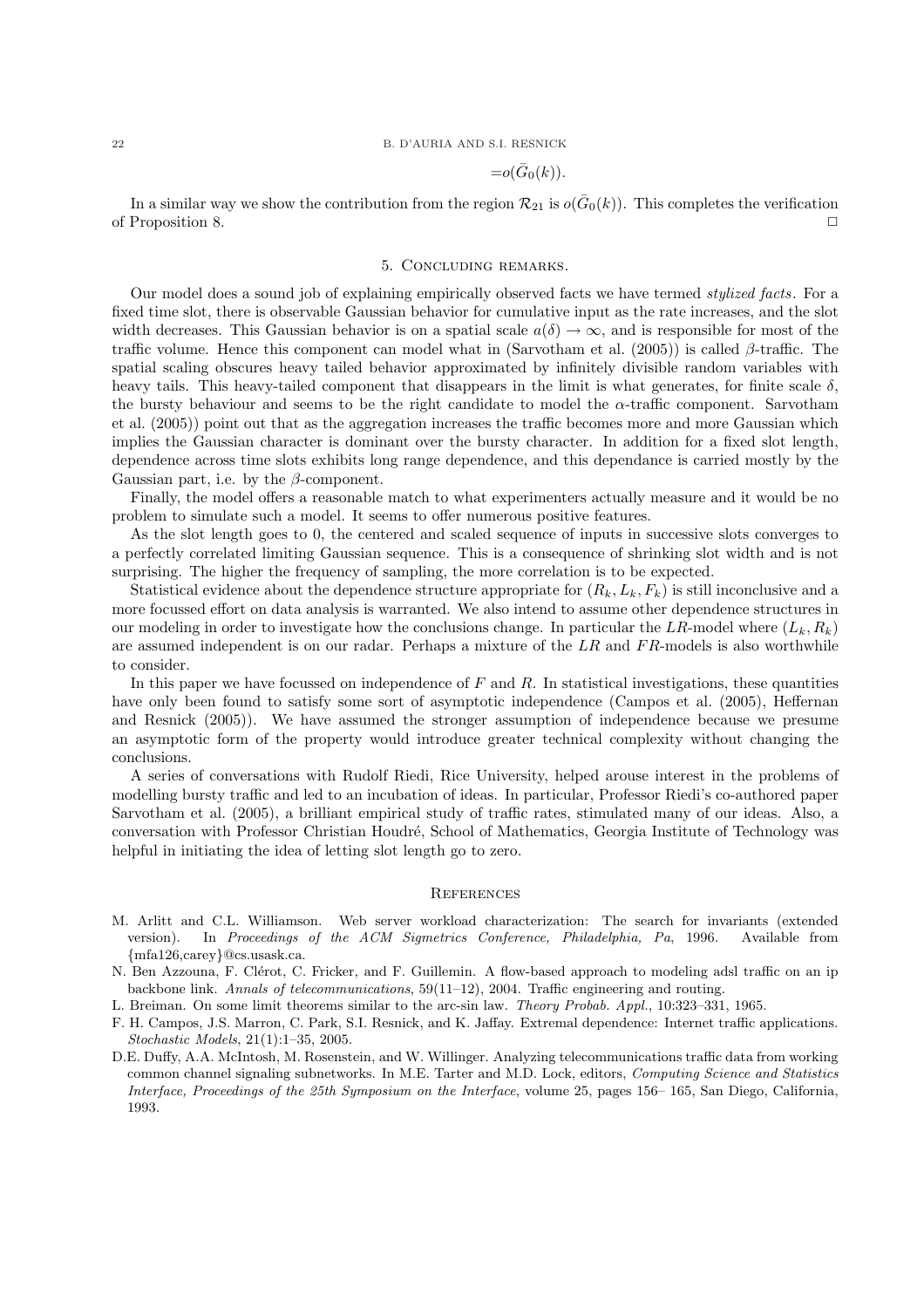$$=o(\bar{G}_0(k)).$$

In a similar way we show the contribution from the region $\mathcal{R}_{21}$ is $o(\bar{G}_0(k))$. This completes the verification of Proposition 8. □

## 5. Concluding remarks.

Our model does a sound job of explaining empirically observed facts we have termed *stylized facts*. For a fixed time slot, there is observable Gaussian behavior for cumulative input as the rate increases, and the slot width decreases. This Gaussian behavior is on a spatial scale $a(\delta) \to \infty$, and is responsible for most of the traffic volume. Hence this component can model what in (Sarvotham et al. (2005)) is called $\beta$-traffic. The spatial scaling obscures heavy tailed behavior approximated by infinitely divisible random variables with heavy tails. This heavy-tailed component that disappears in the limit is what generates, for finite scale $\delta$, the bursty behaviour and seems to be the right candidate to model the $\alpha$-traffic component. Sarvotham et al. (2005)) point out that as the aggregation increases the traffic becomes more and more Gaussian which implies the Gaussian character is dominant over the bursty character. In addition for a fixed slot length, dependence across time slots exhibits long range dependence, and this dependance is carried mostly by the Gaussian part, i.e. by the $\beta$-component.

Finally, the model offers a reasonable match to what experimenters actually measure and it would be no problem to simulate such a model. It seems to offer numerous positive features.

As the slot length goes to 0, the centered and scaled sequence of inputs in successive slots converges to a perfectly correlated limiting Gaussian sequence. This is a consequence of shrinking slot width and is not surprising. The higher the frequency of sampling, the more correlation is to be expected.

Statistical evidence about the dependence structure appropriate for $(R_k, L_k, F_k)$ is still inconclusive and a more focussed effort on data analysis is warranted. We also intend to assume other dependence structures in our modeling in order to investigate how the conclusions change. In particular the $LR$-model where $(L_k, R_k)$ are assumed independent is on our radar. Perhaps a mixture of the $LR$ and $FR$-models is also worthwhile to consider.

In this paper we have focussed on independence of $F$ and $R$. In statistical investigations, these quantities have only been found to satisfy some sort of asymptotic independence (Campos et al. (2005), Heffernan and Resnick (2005)). We have assumed the stronger assumption of independence because we presume an asymptotic form of the property would introduce greater technical complexity without changing the conclusions.

A series of conversations with Rudolf Riedi, Rice University, helped arouse interest in the problems of modelling bursty traffic and led to an incubation of ideas. In particular, Professor Riedi's co-authored paper Sarvotham et al. (2005), a brilliant empirical study of traffic rates, stimulated many of our ideas. Also, a conversation with Professor Christian Houdré, School of Mathematics, Georgia Institute of Technology was helpful in initiating the idea of letting slot length go to zero.

## References

M. Arlitt and C.L. Williamson. Web server workload characterization: The search for invariants (extended version). In *Proceedings of the ACM Sigmetrics Conference, Philadelphia, Pa*, 1996. Available from {mfa126,carey}@cs.usask.ca.

N. Ben Azzouna, F. Clérot, C. Fricker, and F. Guillemin. A flow-based approach to modeling adsl traffic on an ip backbone link. *Annals of telecommunications*, 59(11–12), 2004. Traffic engineering and routing.

L. Breiman. On some limit theorems similar to the arc-sin law. *Theory Probab. Appl.*, 10:323–331, 1965.

F. H. Campos, J.S. Marron, C. Park, S.I. Resnick, and K. Jaffay. Extremal dependence: Internet traffic applications. *Stochastic Models*, 21(1):1–35, 2005.

D.E. Duffy, A.A. McIntosh, M. Rosenstein, and W. Willinger. Analyzing telecommunications traffic data from working common channel signaling subnetworks. In M.E. Tarter and M.D. Lock, editors, *Computing Science and Statistics Interface, Proceedings of the 25th Symposium on the Interface*, volume 25, pages 156– 165, San Diego, California, 1993.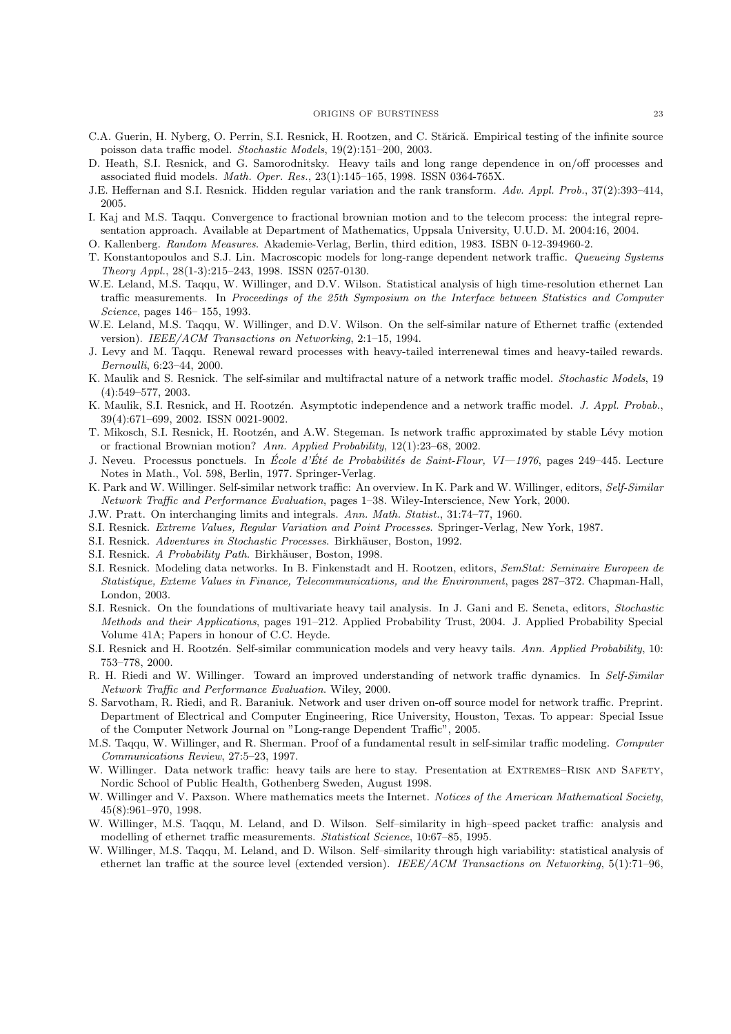C.A. Guerin, H. Nyberg, O. Perrin, S.I. Resnick, H. Rootzen, and C. Stărică. Empirical testing of the infinite source poisson data traffic model. *Stochastic Models*, 19(2):151–200, 2003.

D. Heath, S.I. Resnick, and G. Samorodnitsky. Heavy tails and long range dependence in on/off processes and associated fluid models. *Math. Oper. Res.*, 23(1):145–165, 1998. ISSN 0364-765X.

J.E. Heffernan and S.I. Resnick. Hidden regular variation and the rank transform. *Adv. Appl. Prob.*, 37(2):393–414, 2005.

I. Kaj and M.S. Taqqu. Convergence to fractional brownian motion and to the telecom process: the integral representation approach. Available at Department of Mathematics, Uppsala University, U.U.D. M. 2004:16, 2004.

O. Kallenberg. *Random Measures*. Akademie-Verlag, Berlin, third edition, 1983. ISBN 0-12-394960-2.

T. Konstantopoulos and S.J. Lin. Macroscopic models for long-range dependent network traffic. *Queueing Systems Theory Appl.*, 28(1-3):215–243, 1998. ISSN 0257-0130.

W.E. Leland, M.S. Taqqu, W. Willinger, and D.V. Wilson. Statistical analysis of high time-resolution ethernet Lan traffic measurements. In *Proceedings of the 25th Symposium on the Interface between Statistics and Computer Science*, pages 146– 155, 1993.

W.E. Leland, M.S. Taqqu, W. Willinger, and D.V. Wilson. On the self-similar nature of Ethernet traffic (extended version). *IEEE/ACM Transactions on Networking*, 2:1–15, 1994.

J. Levy and M. Taqqu. Renewal reward processes with heavy-tailed interrenewal times and heavy-tailed rewards. *Bernoulli*, 6:23–44, 2000.

K. Maulik and S. Resnick. The self-similar and multifractal nature of a network traffic model. *Stochastic Models*, 19 (4):549–577, 2003.

K. Maulik, S.I. Resnick, and H. Rootzén. Asymptotic independence and a network traffic model. *J. Appl. Probab.*, 39(4):671–699, 2002. ISSN 0021-9002.

T. Mikosch, S.I. Resnick, H. Rootzén, and A.W. Stegeman. Is network traffic approximated by stable Lévy motion or fractional Brownian motion? *Ann. Applied Probability*, 12(1):23–68, 2002.

J. Neveu. Processus ponctuels. In *École d'Été de Probabilités de Saint-Flour, VI—1976*, pages 249–445. Lecture Notes in Math., Vol. 598, Berlin, 1977. Springer-Verlag.

K. Park and W. Willinger. Self-similar network traffic: An overview. In K. Park and W. Willinger, editors, *Self-Similar Network Traffic and Performance Evaluation*, pages 1–38. Wiley-Interscience, New York, 2000.

J.W. Pratt. On interchanging limits and integrals. *Ann. Math. Statist.*, 31:74–77, 1960.

S.I. Resnick. *Extreme Values, Regular Variation and Point Processes*. Springer-Verlag, New York, 1987.

S.I. Resnick. *Adventures in Stochastic Processes*. Birkhäuser, Boston, 1992.

S.I. Resnick. *A Probability Path*. Birkhäuser, Boston, 1998.

S.I. Resnick. Modeling data networks. In B. Finkenstadt and H. Rootzen, editors, *SemStat: Seminaire Europeen de Statistique, Exteme Values in Finance, Telecommunications, and the Environment*, pages 287–372. Chapman-Hall, London, 2003.

S.I. Resnick. On the foundations of multivariate heavy tail analysis. In J. Gani and E. Seneta, editors, *Stochastic Methods and their Applications*, pages 191–212. Applied Probability Trust, 2004. J. Applied Probability Special Volume 41A; Papers in honour of C.C. Heyde.

S.I. Resnick and H. Rootzén. Self-similar communication models and very heavy tails. *Ann. Applied Probability*, 10: 753–778, 2000.

R. H. Riedi and W. Willinger. Toward an improved understanding of network traffic dynamics. In *Self-Similar Network Traffic and Performance Evaluation*. Wiley, 2000.

S. Sarvotham, R. Riedi, and R. Baraniuk. Network and user driven on-off source model for network traffic. Preprint. Department of Electrical and Computer Engineering, Rice University, Houston, Texas. To appear: Special Issue of the Computer Network Journal on "Long-range Dependent Traffic", 2005.

M.S. Taqqu, W. Willinger, and R. Sherman. Proof of a fundamental result in self-similar traffic modeling. *Computer Communications Review*, 27:5–23, 1997.

W. Willinger. Data network traffic: heavy tails are here to stay. Presentation at Extremes–Risk and Safety, Nordic School of Public Health, Gothenberg Sweden, August 1998.

W. Willinger and V. Paxson. Where mathematics meets the Internet. *Notices of the American Mathematical Society*, 45(8):961–970, 1998.

W. Willinger, M.S. Taqqu, M. Leland, and D. Wilson. Self–similarity in high–speed packet traffic: analysis and modelling of ethernet traffic measurements. *Statistical Science*, 10:67–85, 1995.

W. Willinger, M.S. Taqqu, M. Leland, and D. Wilson. Self–similarity through high variability: statistical analysis of ethernet lan traffic at the source level (extended version). *IEEE/ACM Transactions on Networking*, 5(1):71–96,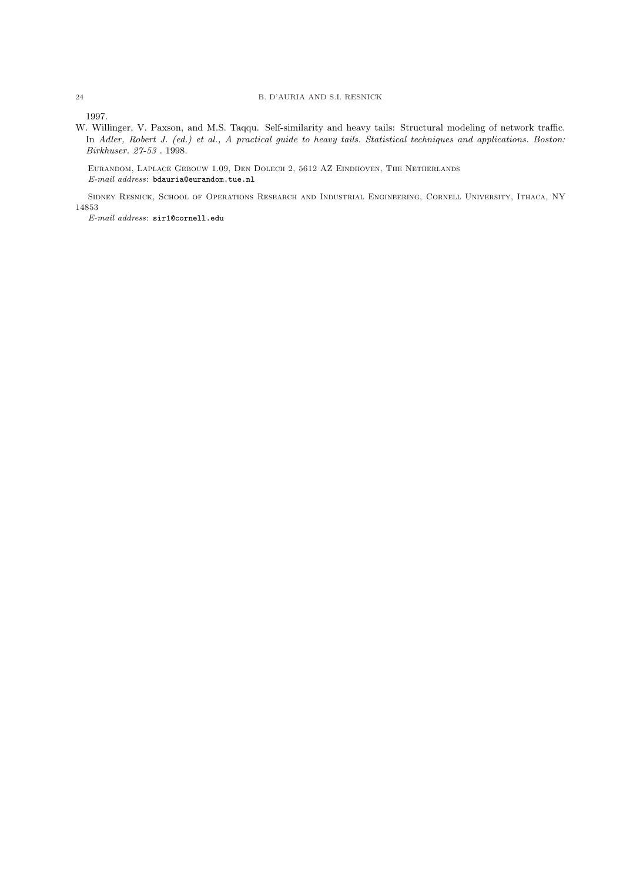1997.

W. Willinger, V. Paxson, and M.S. Taqqu. Self-similarity and heavy tails: Structural modeling of network traffic. In *Adler, Robert J. (ed.) et al., A practical guide to heavy tails. Statistical techniques and applications. Boston: Birkhuser. 27-53* . 1998.

Eurandom, Laplace Gebouw 1.09, Den Dolech 2, 5612 AZ Eindhoven, The Netherlands
*E-mail address*: bdauria@eurandom.tue.nl

Sidney Resnick, School of Operations Research and Industrial Engineering, Cornell University, Ithaca, NY 14853
*E-mail address*: sir1@cornell.edu